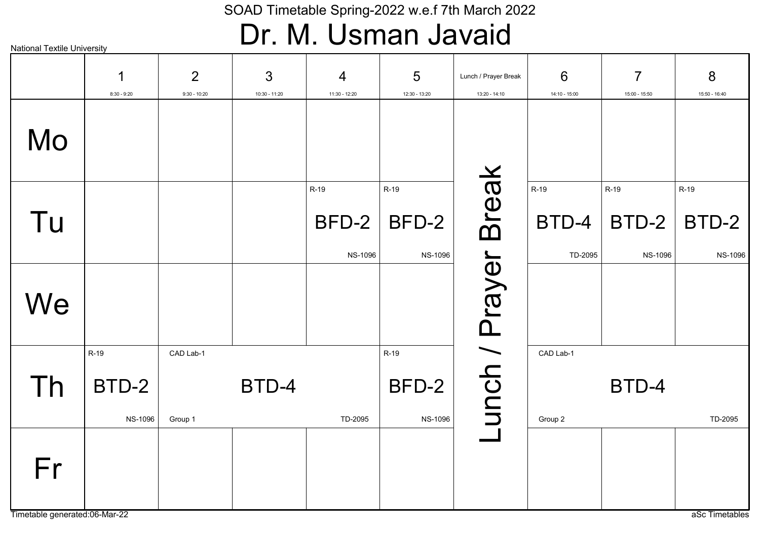National Textile University

SOAD Timetable Spring-2022 w.e.f 7th March 2022

# Dr. M. Usman Javaid

| | 1<br>8:30 - 9:20 | 2<br>9:30 - 10:20 | 3<br>10:30 - 11:20 | 4<br>11:30 - 12:20 | 5<br>12:30 - 13:20 | Lunch / Prayer Break<br>13:20 - 14:10 | 6<br>14:10 - 15:00 | 7<br>15:00 - 15:50 | 8<br>15:50 - 16:40 |
|---|---|---|---|---|---|---|---|---|---|
| Mo | | | | | | Lunch / Prayer Break | | | |
| Tu | | | | R-19 BFD-2 NS-1096 | R-19 BFD-2 NS-1096 | Lunch / Prayer Break | R-19 BTD-4 TD-2095 | R-19 BTD-2 NS-1096 | R-19 BTD-2 NS-1096 |
| We | | | | | | Lunch / Prayer Break | | | |
| Th | R-19 BTD-2 NS-1096 | CAD Lab-1 BTD-4 Group 1 TD-2095 | | | R-19 BFD-2 NS-1096 | Lunch / Prayer Break | CAD Lab-1 BTD-4 Group 2 TD-2095 | | |
| Fr | | | | | | Lunch / Prayer Break | | | |

Timetable generated:06-Mar-22

aSc Timetables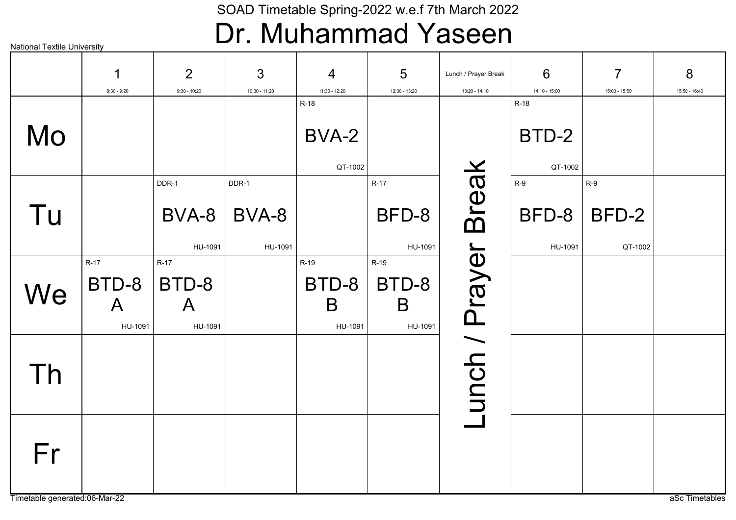SOAD Timetable Spring-2022 w.e.f 7th March 2022

# Dr. Muhammad Yaseen

National Textile University

| | 1 (8:30 - 9:20) | 2 (9:30 - 10:20) | 3 (10:30 - 11:20) | 4 (11:30 - 12:20) | 5 (12:30 - 13:20) | Lunch / Prayer Break (13:20 - 14:10) | 6 (14:10 - 15:00) | 7 (15:00 - 15:50) | 8 (15:50 - 16:40) |
|---|---|---|---|---|---|---|---|---|---|
| Mo | | | | R-18 BVA-2 QT-1002 | | Lunch / Prayer Break | R-18 BTD-2 QT-1002 | | |
| Tu | | DDR-1 BVA-8 HU-1091 | DDR-1 BVA-8 HU-1091 | | R-17 BFD-8 HU-1091 | Lunch / Prayer Break | R-9 BFD-8 HU-1091 | R-9 BFD-2 QT-1002 | |
| We | R-17 BTD-8 A HU-1091 | R-17 BTD-8 A HU-1091 | | R-19 BTD-8 B HU-1091 | R-19 BTD-8 B HU-1091 | Lunch / Prayer Break | | | |
| Th | | | | | | Lunch / Prayer Break | | | |
| Fr | | | | | | Lunch / Prayer Break | | | |

Timetable generated:06-Mar-22

aSc Timetables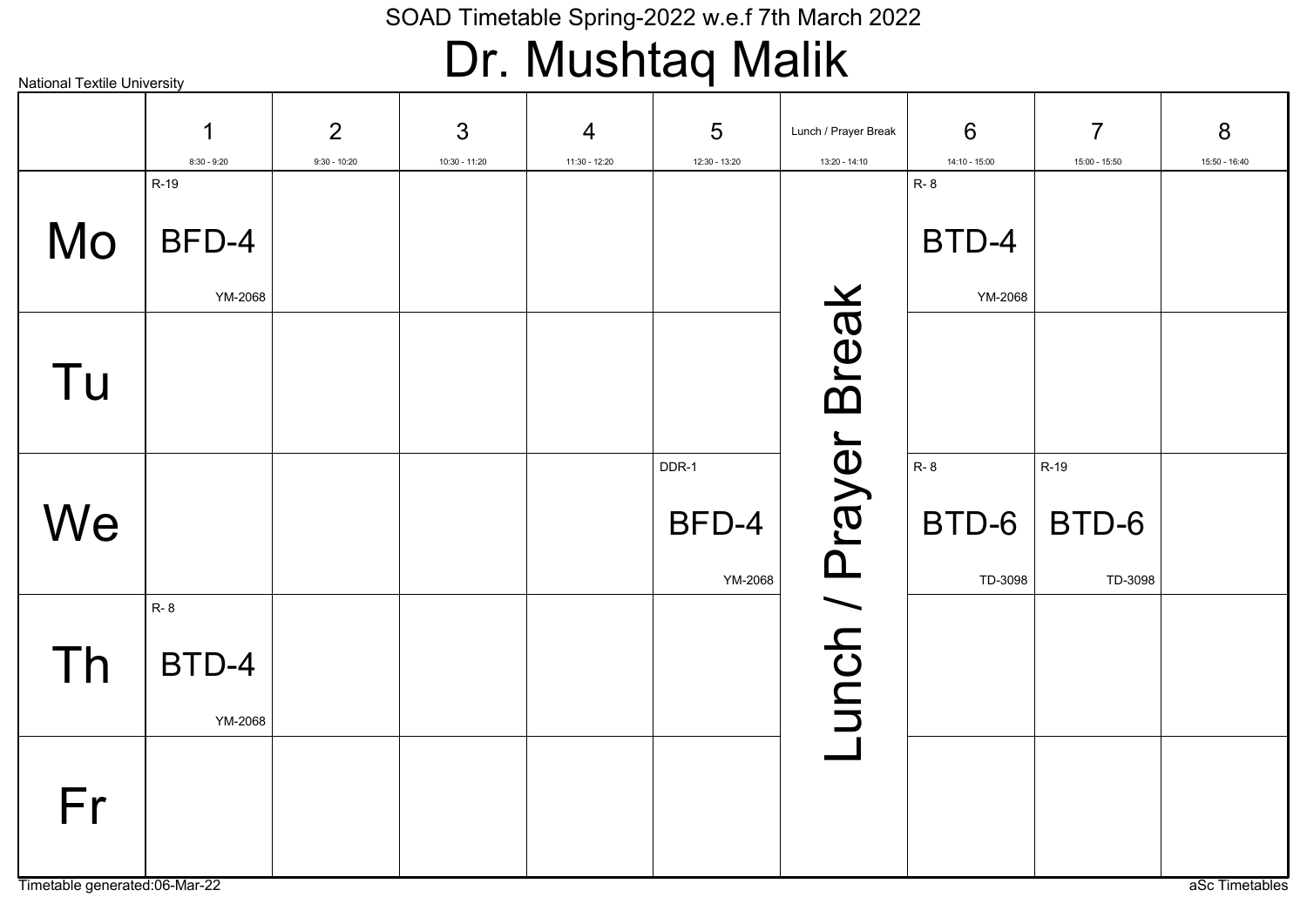SOAD Timetable Spring-2022 w.e.f 7th March 2022

# Dr. Mushtaq Malik

National Textile University

| | 1<br>8:30 - 9:20 | 2<br>9:30 - 10:20 | 3<br>10:30 - 11:20 | 4<br>11:30 - 12:20 | 5<br>12:30 - 13:20 | Lunch / Prayer Break<br>13:20 - 14:10 | 6<br>14:10 - 15:00 | 7<br>15:00 - 15:50 | 8<br>15:50 - 16:40 |
|---|---|---|---|---|---|---|---|---|---|
| Mo | R-19 BFD-4 YM-2068 | | | | | Lunch / Prayer Break | R- 8 BTD-4 YM-2068 | | |
| Tu | | | | | | | | | |
| We | | | | | DDR-1 BFD-4 YM-2068 | | R- 8 BTD-6 TD-3098 | R-19 BTD-6 TD-3098 | |
| Th | R- 8 BTD-4 YM-2068 | | | | | | | | |
| Fr | | | | | | | | | |

Timetable generated:06-Mar-22

aSc Timetables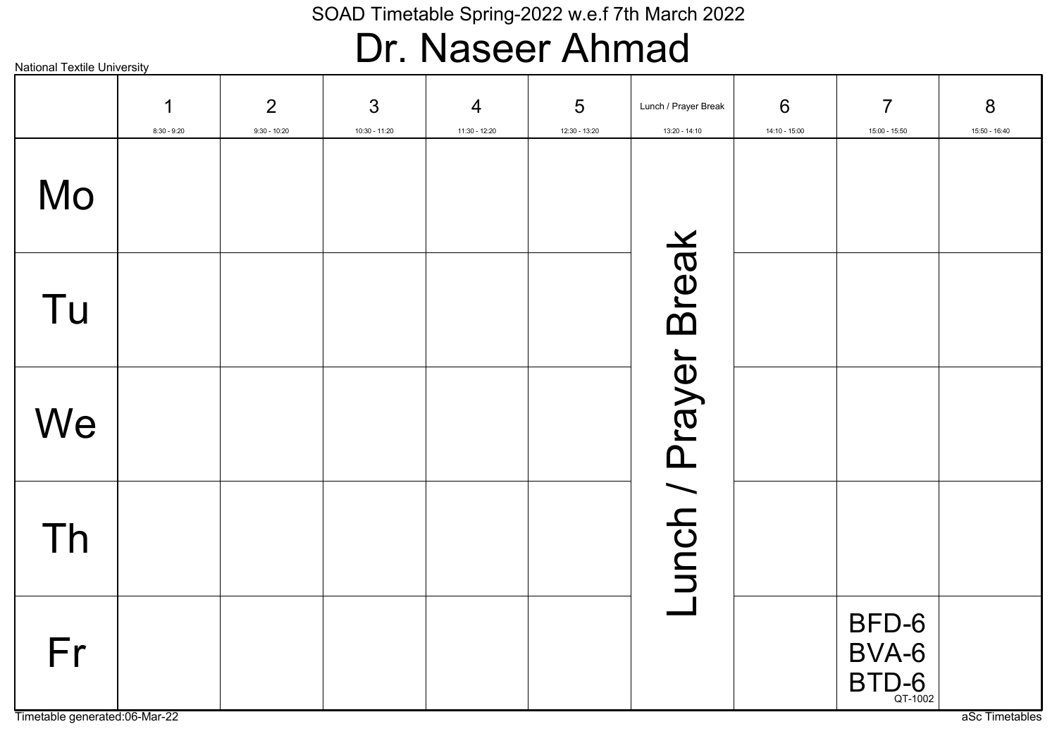SOAD Timetable Spring-2022 w.e.f 7th March 2022

# Dr. Naseer Ahmad

National Textile University

| | 1<br>8:30 - 9:20 | 2<br>9:30 - 10:20 | 3<br>10:30 - 11:20 | 4<br>11:30 - 12:20 | 5<br>12:30 - 13:20 | Lunch / Prayer Break<br>13:20 - 14:10 | 6<br>14:10 - 15:00 | 7<br>15:00 - 15:50 | 8<br>15:50 - 16:40 |
|---|---|---|---|---|---|---|---|---|---|
| Mo | | | | | | Lunch / Prayer Break | | | |
| Tu | | | | | | | | | |
| We | | | | | | | | | |
| Th | | | | | | | | | |
| Fr | | | | | | | | BFD-6<br>BVA-6<br>BTD-6<br>QT-1002 | |

Timetable generated:06-Mar-22

aSc Timetables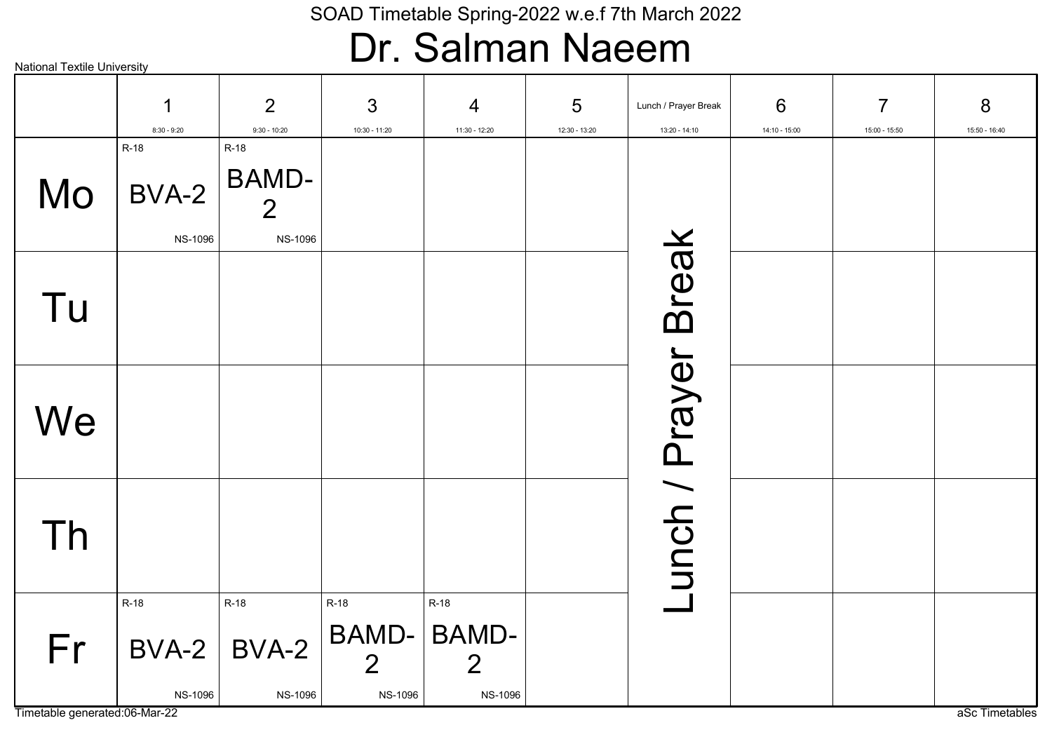National Textile University

SOAD Timetable Spring-2022 w.e.f 7th March 2022

# Dr. Salman Naeem

| | 1<br>8:30 - 9:20 | 2<br>9:30 - 10:20 | 3<br>10:30 - 11:20 | 4<br>11:30 - 12:20 | 5<br>12:30 - 13:20 | Lunch / Prayer Break<br>13:20 - 14:10 | 6<br>14:10 - 15:00 | 7<br>15:00 - 15:50 | 8<br>15:50 - 16:40 |
|---|---|---|---|---|---|---|---|---|---|
| Mo | R-18 BVA-2 NS-1096 | R-18 BAMD-2 NS-1096 | | | | Lunch / Prayer Break | | | |
| Tu | | | | | | | | | |
| We | | | | | | | | | |
| Th | | | | | | | | | |
| Fr | R-18 BVA-2 NS-1096 | R-18 BVA-2 NS-1096 | R-18 BAMD-2 NS-1096 | R-18 BAMD-2 NS-1096 | | | | | |

Timetable generated:06-Mar-22

aSc Timetables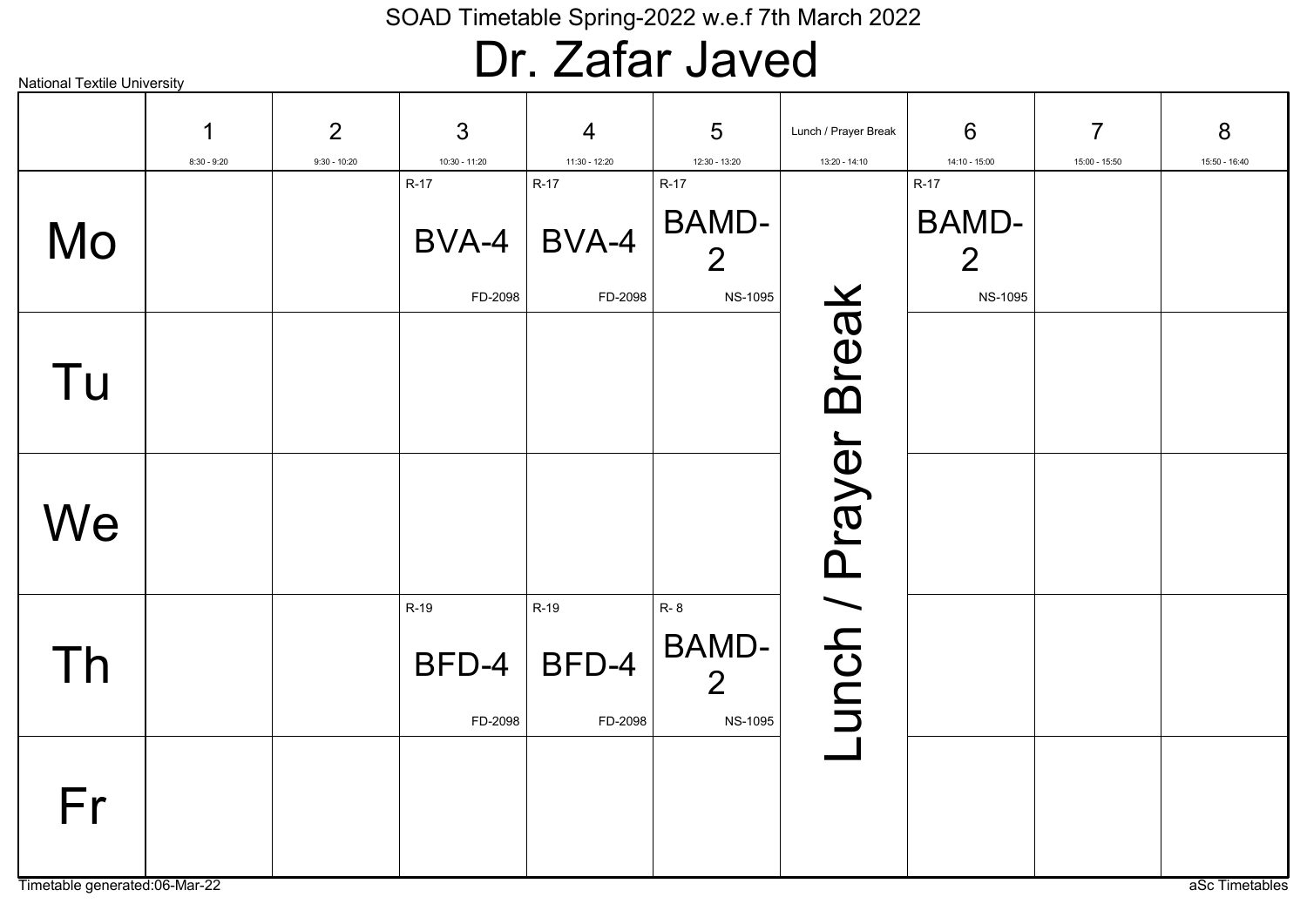SOAD Timetable Spring-2022 w.e.f 7th March 2022

# Dr. Zafar Javed

National Textile University

| | 1<br>8:30 - 9:20 | 2<br>9:30 - 10:20 | 3<br>10:30 - 11:20 | 4<br>11:30 - 12:20 | 5<br>12:30 - 13:20 | Lunch / Prayer Break<br>13:20 - 14:10 | 6<br>14:10 - 15:00 | 7<br>15:00 - 15:50 | 8<br>15:50 - 16:40 |
|---|---|---|---|---|---|---|---|---|---|
| Mo | | | R-17<br>BVA-4<br>FD-2098 | R-17<br>BVA-4<br>FD-2098 | R-17<br>BAMD-2<br>NS-1095 | Lunch / Prayer Break | R-17<br>BAMD-2<br>NS-1095 | | |
| Tu | | | | | | | | | |
| We | | | | | | | | | |
| Th | | | R-19<br>BFD-4<br>FD-2098 | R-19<br>BFD-4<br>FD-2098 | R- 8<br>BAMD-2<br>NS-1095 | | | | |
| Fr | | | | | | | | | |

Timetable generated:06-Mar-22

aSc Timetables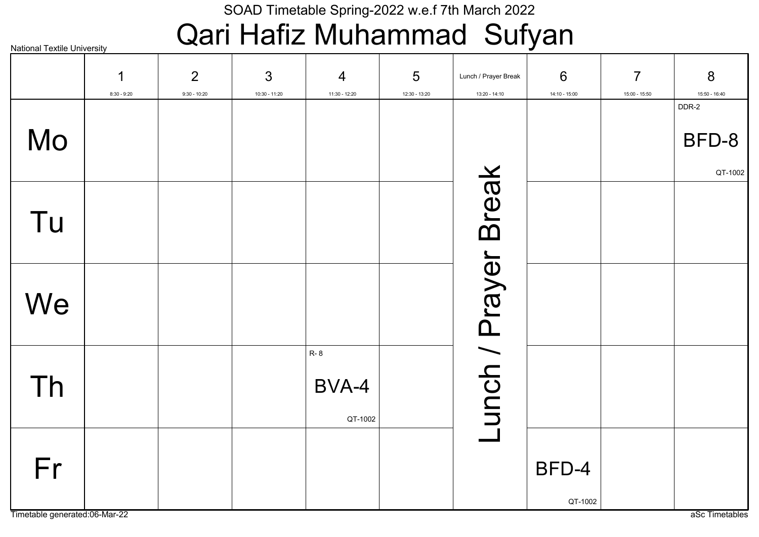SOAD Timetable Spring-2022 w.e.f 7th March 2022

# Qari Hafiz Muhammad Sufyan

National Textile University

| | 1<br>8:30 - 9:20 | 2<br>9:30 - 10:20 | 3<br>10:30 - 11:20 | 4<br>11:30 - 12:20 | 5<br>12:30 - 13:20 | Lunch / Prayer Break<br>13:20 - 14:10 | 6<br>14:10 - 15:00 | 7<br>15:00 - 15:50 | 8<br>15:50 - 16:40 |
|---|---|---|---|---|---|---|---|---|---|
| Mo | | | | | | Lunch / Prayer Break | | | DDR-2<br>BFD-8<br>QT-1002 |
| Tu | | | | | | | | | |
| We | | | | | | | | | |
| Th | | | | R- 8<br>BVA-4<br>QT-1002 | | | | | |
| Fr | | | | | | | BFD-4<br>QT-1002 | | |

Timetable generated:06-Mar-22

aSc Timetables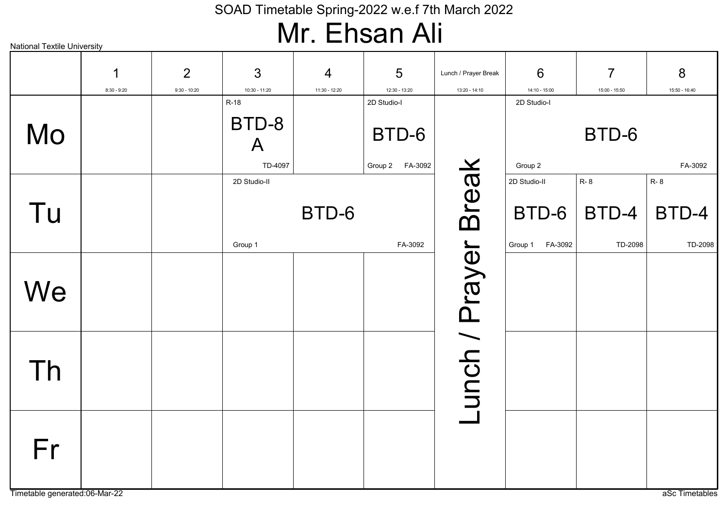# SOAD Timetable Spring-2022 w.e.f 7th March 2022

## Mr. Ehsan Ali

National Textile University

| | 1 (8:30 - 9:20) | 2 (9:30 - 10:20) | 3 (10:30 - 11:20) | 4 (11:30 - 12:20) | 5 (12:30 - 13:20) | Lunch / Prayer Break (13:20 - 14:10) | 6 (14:10 - 15:00) | 7 (15:00 - 15:50) | 8 (15:50 - 16:40) |
|---|---|---|---|---|---|---|---|---|---|
| Mo | | | R-18 BTD-8 A TD-4097 | | 2D Studio-I BTD-6 Group 2 FA-3092 | Lunch / Prayer Break | 2D Studio-I BTD-6 Group 2 FA-3092 | | |
| Tu | | | 2D Studio-II BTD-6 Group 1 FA-3092 | | | Lunch / Prayer Break | 2D Studio-II BTD-6 Group 1 FA-3092 | R- 8 BTD-4 TD-2098 | R- 8 BTD-4 TD-2098 |
| We | | | | | | Lunch / Prayer Break | | | |
| Th | | | | | | Lunch / Prayer Break | | | |
| Fr | | | | | | Lunch / Prayer Break | | | |

Timetable generated:06-Mar-22

aSc Timetables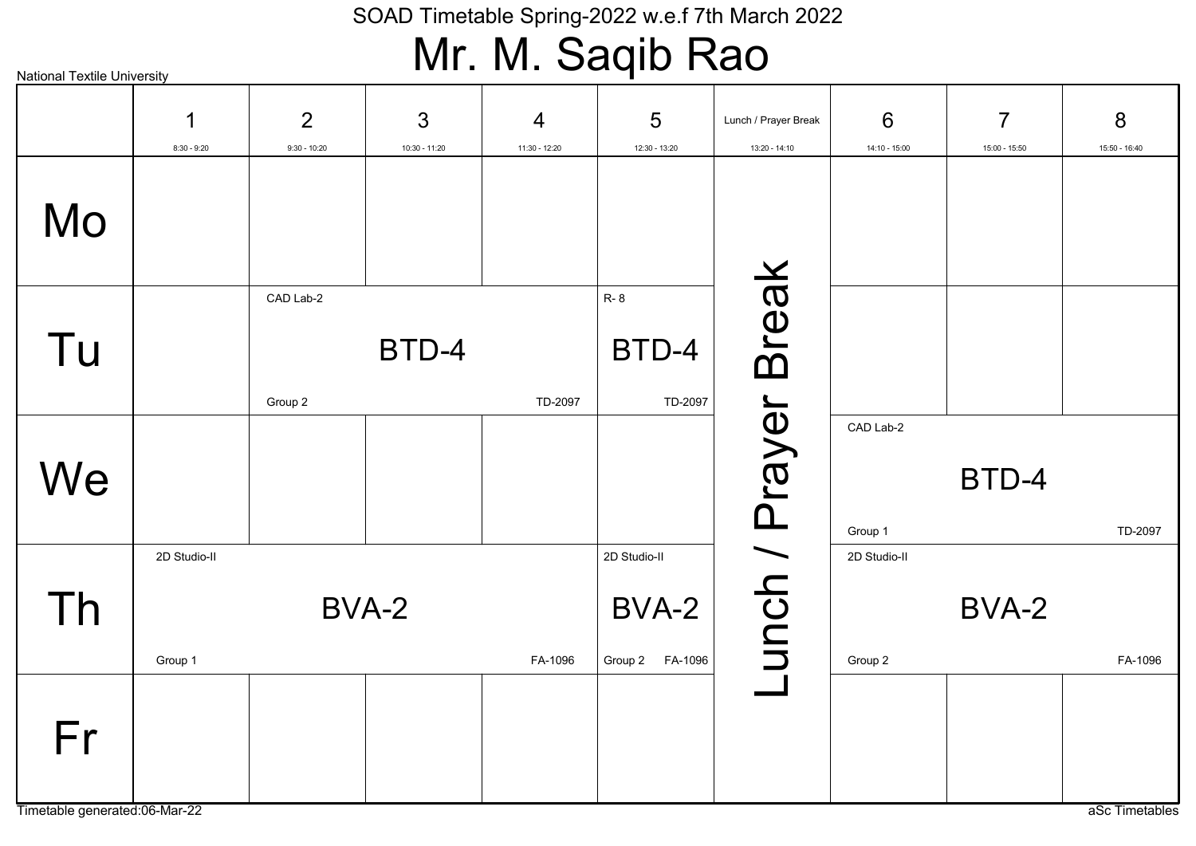SOAD Timetable Spring-2022 w.e.f 7th March 2022

# Mr. M. Saqib Rao

National Textile University

| | 1<br>8:30 - 9:20 | 2<br>9:30 - 10:20 | 3<br>10:30 - 11:20 | 4<br>11:30 - 12:20 | 5<br>12:30 - 13:20 | Lunch / Prayer Break<br>13:20 - 14:10 | 6<br>14:10 - 15:00 | 7<br>15:00 - 15:50 | 8<br>15:50 - 16:40 |
|---|---|---|---|---|---|---|---|---|---|
| Mo | | | | | | Lunch / Prayer Break | | | |
| Tu | | CAD Lab-2<br>BTD-4<br>Group 2<br>TD-2097 | | | R- 8<br>BTD-4<br>TD-2097 | | | | |
| We | | | | | | | CAD Lab-2<br>BTD-4<br>Group 1<br>TD-2097 | | |
| Th | 2D Studio-II<br>BVA-2<br>Group 1<br>FA-1096 | | | | 2D Studio-II<br>BVA-2<br>Group 2<br>FA-1096 | | 2D Studio-II<br>BVA-2<br>Group 2<br>FA-1096 | | |
| Fr | | | | | | | | | |

Timetable generated:06-Mar-22

aSc Timetables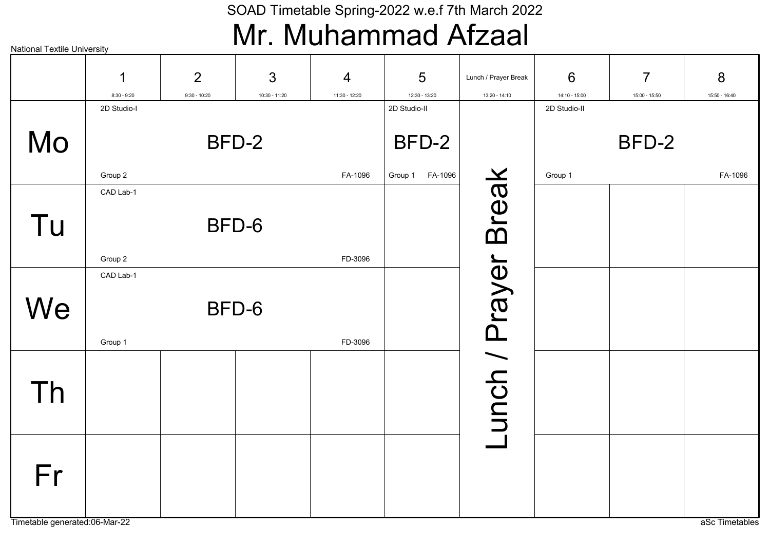SOAD Timetable Spring-2022 w.e.f 7th March 2022

# Mr. Muhammad Afzaal

National Textile University

| | 1 (8:30 - 9:20) | 2 (9:30 - 10:20) | 3 (10:30 - 11:20) | 4 (11:30 - 12:20) | 5 (12:30 - 13:20) | Lunch / Prayer Break (13:20 - 14:10) | 6 (14:10 - 15:00) | 7 (15:00 - 15:50) | 8 (15:50 - 16:40) |
|---|---|---|---|---|---|---|---|---|---|
| Mo | 2D Studio-I BFD-2 Group 2 FA-1096 | | | | 2D Studio-II BFD-2 Group 1 FA-1096 | Lunch / Prayer Break | 2D Studio-II BFD-2 Group 1 FA-1096 | | |
| Tu | CAD Lab-1 BFD-6 Group 2 FD-3096 | | | | | Lunch / Prayer Break | | | |
| We | CAD Lab-1 BFD-6 Group 1 FD-3096 | | | | | Lunch / Prayer Break | | | |
| Th | | | | | | Lunch / Prayer Break | | | |
| Fr | | | | | | Lunch / Prayer Break | | | |

Timetable generated:06-Mar-22

aSc Timetables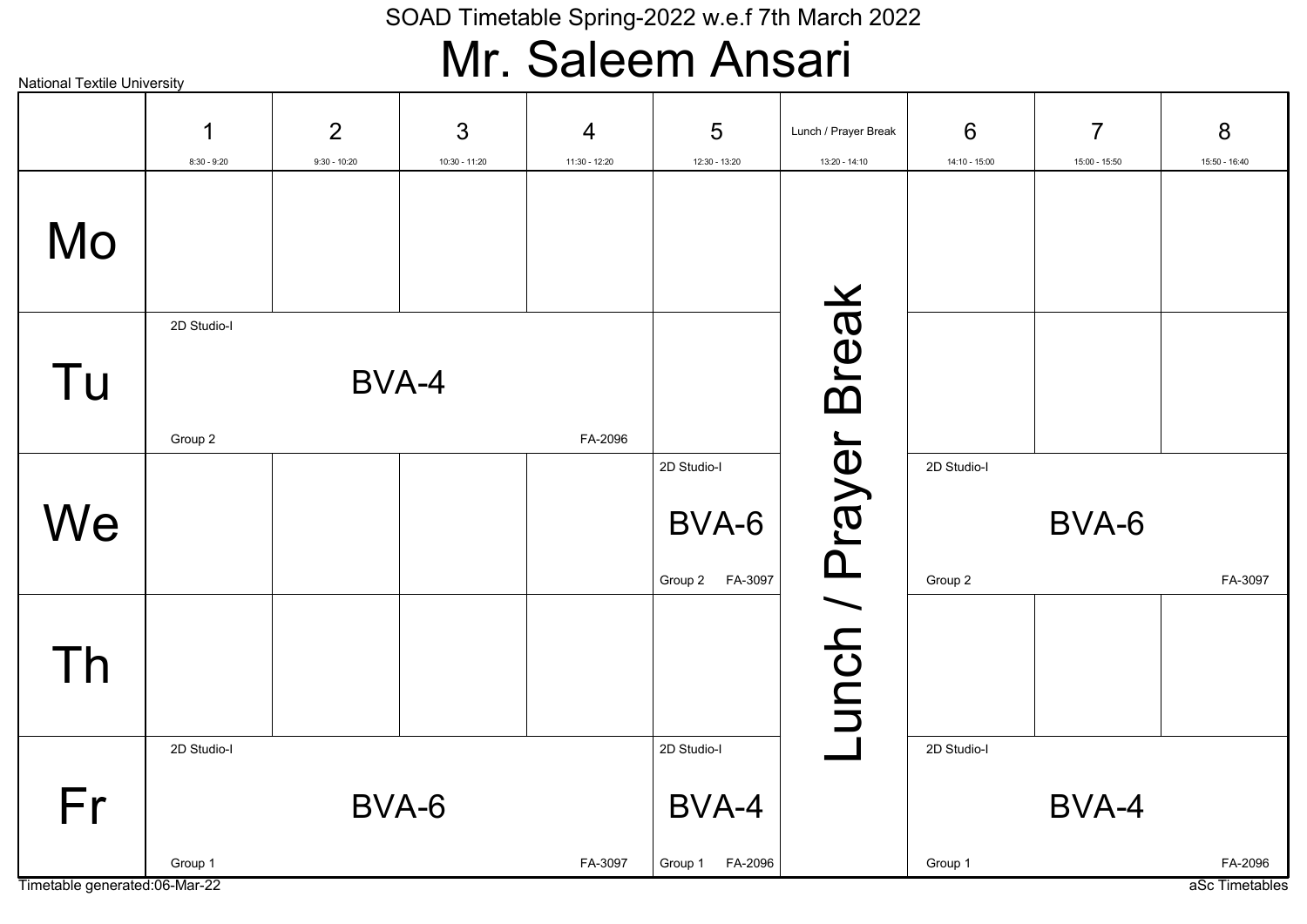SOAD Timetable Spring-2022 w.e.f 7th March 2022

# Mr. Saleem Ansari

National Textile University

| | 1 (8:30 - 9:20) | 2 (9:30 - 10:20) | 3 (10:30 - 11:20) | 4 (11:30 - 12:20) | 5 (12:30 - 13:20) | Lunch / Prayer Break (13:20 - 14:10) | 6 (14:10 - 15:00) | 7 (15:00 - 15:50) | 8 (15:50 - 16:40) |
|---|---|---|---|---|---|---|---|---|---|
| Mo | | | | | | Lunch / Prayer Break | | | |
| Tu | 2D Studio-I BVA-4 Group 2 FA-2096 | | | | | Lunch / Prayer Break | | | |
| We | | | | | 2D Studio-I BVA-6 Group 2 FA-3097 | Lunch / Prayer Break | 2D Studio-I BVA-6 Group 2 FA-3097 | | |
| Th | | | | | | Lunch / Prayer Break | | | |
| Fr | 2D Studio-I BVA-6 Group 1 FA-3097 | | | | 2D Studio-I BVA-4 Group 1 FA-2096 | Lunch / Prayer Break | 2D Studio-I BVA-4 Group 1 FA-2096 | | |

Timetable generated:06-Mar-22

aSc Timetables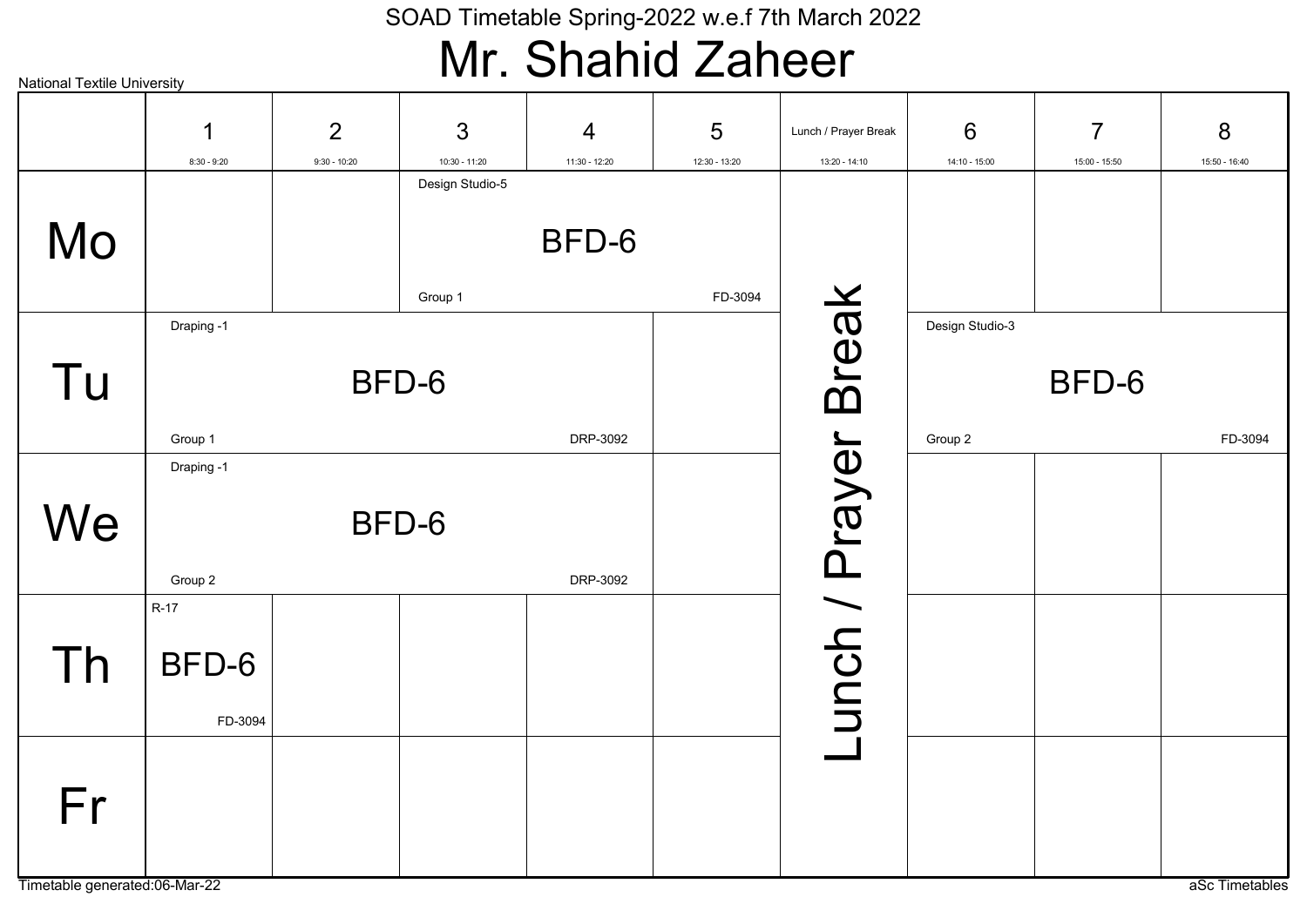SOAD Timetable Spring-2022 w.e.f 7th March 2022

# Mr. Shahid Zaheer

National Textile University

| | 1<br>8:30 - 9:20 | 2<br>9:30 - 10:20 | 3<br>10:30 - 11:20 | 4<br>11:30 - 12:20 | 5<br>12:30 - 13:20 | Lunch / Prayer Break<br>13:20 - 14:10 | 6<br>14:10 - 15:00 | 7<br>15:00 - 15:50 | 8<br>15:50 - 16:40 |
|---|---|---|---|---|---|---|---|---|---|
| Mo | | | Design Studio-5 BFD-6 Group 1 FD-3094 | | | Lunch / Prayer Break | | | |
| Tu | Draping -1 BFD-6 Group 1 DRP-3092 | | | | | | Design Studio-3 BFD-6 Group 2 FD-3094 | | |
| We | Draping -1 BFD-6 Group 2 DRP-3092 | | | | | | | | |
| Th | R-17 BFD-6 FD-3094 | | | | | | | | |
| Fr | | | | | | | | | |

Timetable generated:06-Mar-22

aSc Timetables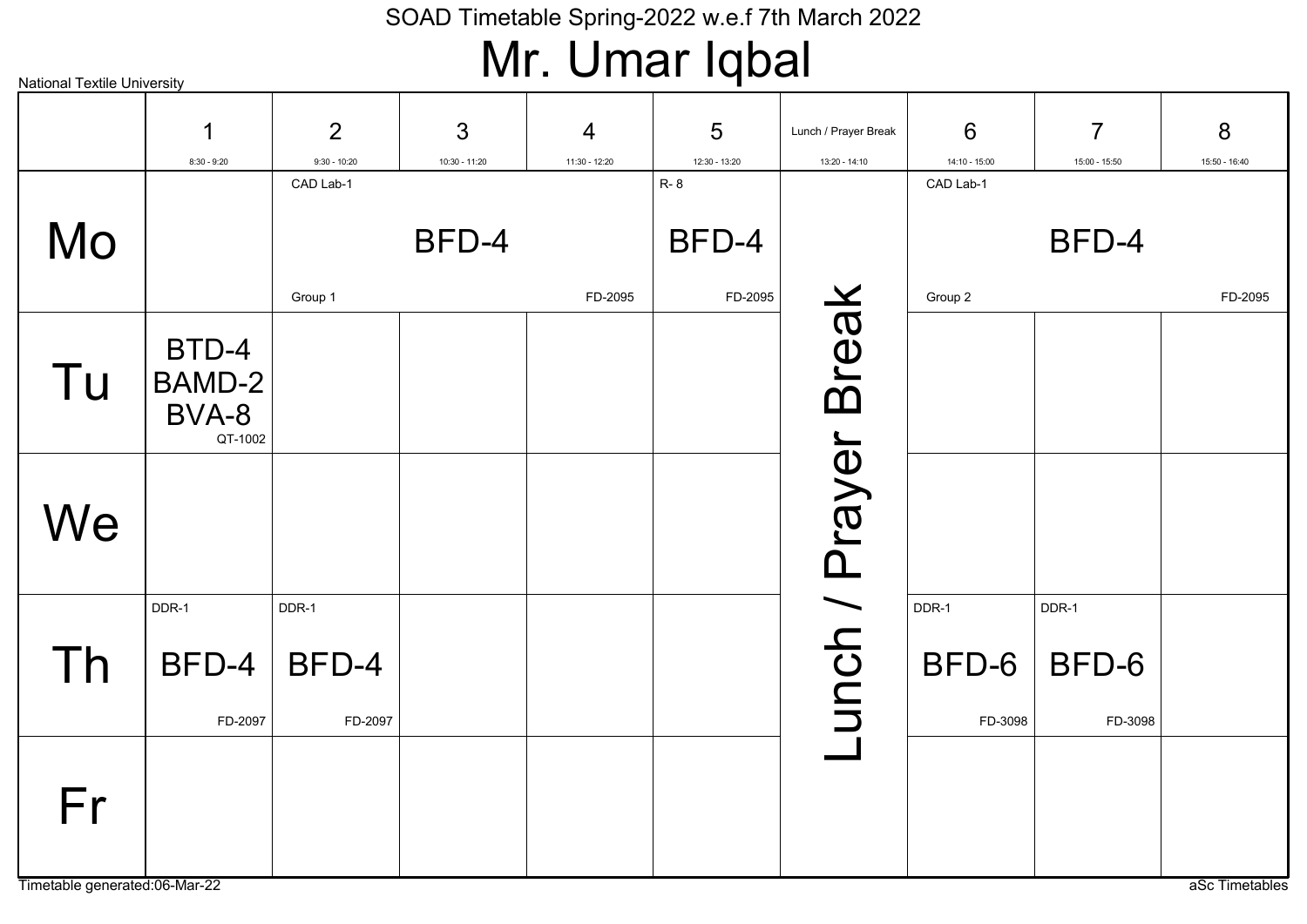SOAD Timetable Spring-2022 w.e.f 7th March 2022

# Mr. Umar Iqbal

National Textile University

| | 1<br>8:30 - 9:20 | 2<br>9:30 - 10:20 | 3<br>10:30 - 11:20 | 4<br>11:30 - 12:20 | 5<br>12:30 - 13:20 | Lunch / Prayer Break<br>13:20 - 14:10 | 6<br>14:10 - 15:00 | 7<br>15:00 - 15:50 | 8<br>15:50 - 16:40 |
|---|---|---|---|---|---|---|---|---|---|
| Mo | | CAD Lab-1 BFD-4 Group 1 FD-2095 | | | R- 8 BFD-4 FD-2095 | Lunch / Prayer Break | CAD Lab-1 BFD-4 Group 2 FD-2095 | | |
| Tu | BTD-4 BAMD-2 BVA-8 QT-1002 | | | | | | | | |
| We | | | | | | | | | |
| Th | DDR-1 BFD-4 FD-2097 | DDR-1 BFD-4 FD-2097 | | | | | DDR-1 BFD-6 FD-3098 | DDR-1 BFD-6 FD-3098 | |
| Fr | | | | | | | | | |

Timetable generated:06-Mar-22

aSc Timetables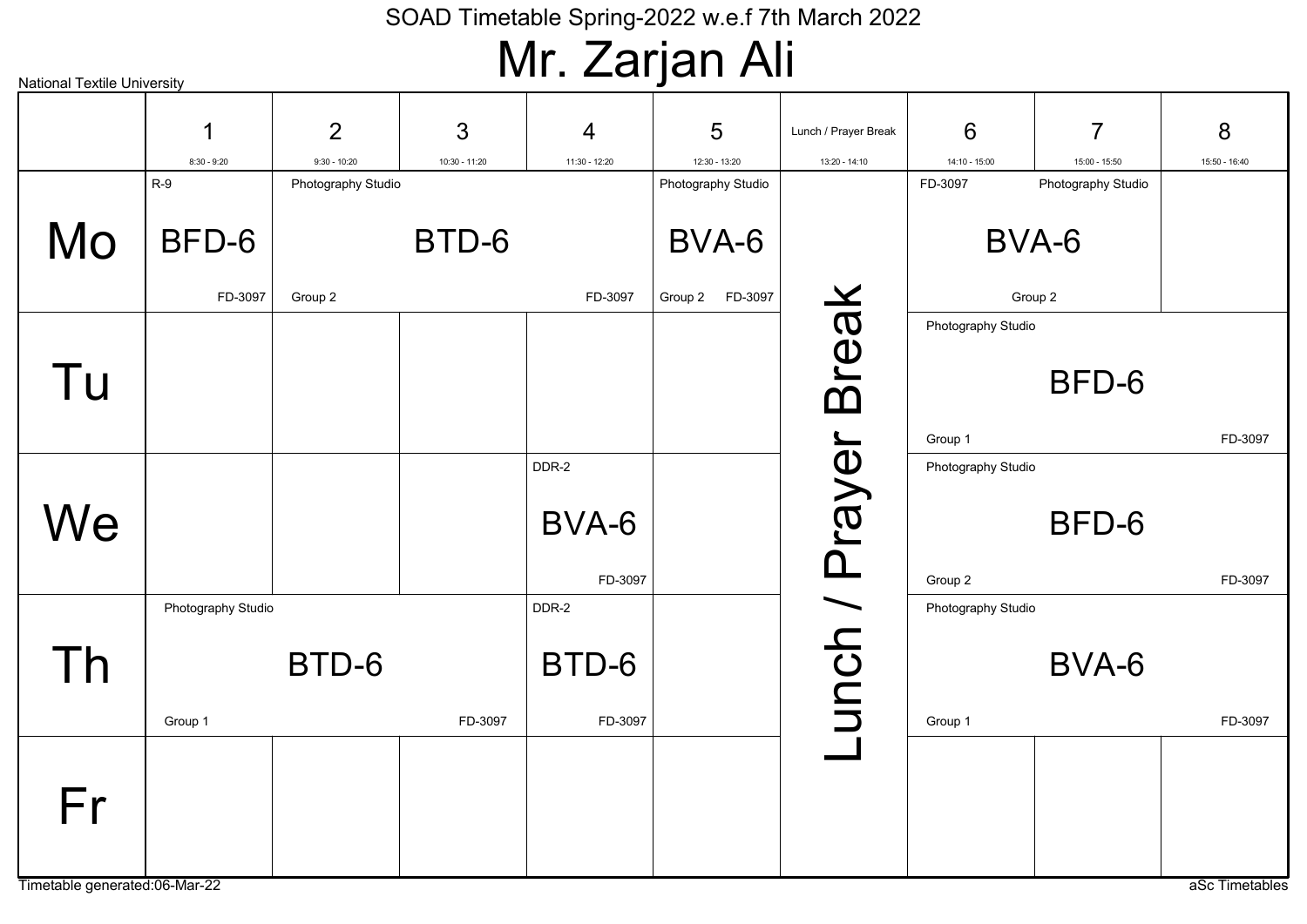SOAD Timetable Spring-2022 w.e.f 7th March 2022

# Mr. Zarjan Ali

National Textile University

| | 1 (8:30 - 9:20) | 2 (9:30 - 10:20) | 3 (10:30 - 11:20) | 4 (11:30 - 12:20) | 5 (12:30 - 13:20) | Lunch / Prayer Break (13:20 - 14:10) | 6 (14:10 - 15:00) | 7 (15:00 - 15:50) | 8 (15:50 - 16:40) |
|---|---|---|---|---|---|---|---|---|---|
| Mo | R-9 BFD-6 FD-3097 | Photography Studio BTD-6 Group 2 FD-3097 | | | Photography Studio BVA-6 Group 2 FD-3097 | Lunch / Prayer Break | FD-3097 Photography Studio BVA-6 Group 2 | | |
| Tu | | | | | | Lunch / Prayer Break | Photography Studio BFD-6 Group 1 FD-3097 | | |
| We | | | | DDR-2 BVA-6 FD-3097 | | Lunch / Prayer Break | Photography Studio BFD-6 Group 2 FD-3097 | | |
| Th | Photography Studio BTD-6 Group 1 FD-3097 | | | DDR-2 BTD-6 FD-3097 | | Lunch / Prayer Break | Photography Studio BVA-6 Group 1 FD-3097 | | |
| Fr | | | | | | Lunch / Prayer Break | | | |

Timetable generated:06-Mar-22

aSc Timetables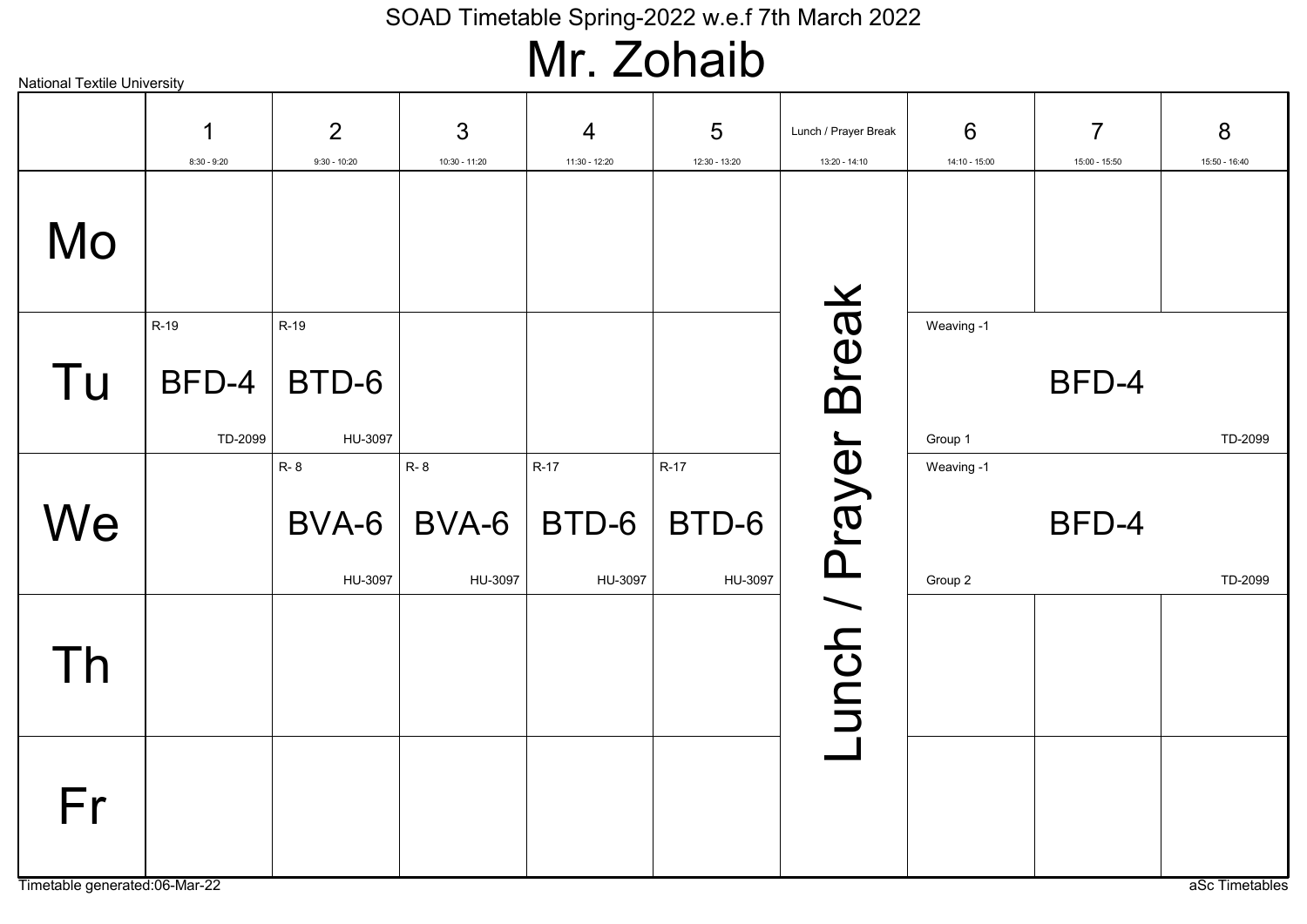SOAD Timetable Spring-2022 w.e.f 7th March 2022

# Mr. Zohaib

National Textile University

| | 1<br>8:30 - 9:20 | 2<br>9:30 - 10:20 | 3<br>10:30 - 11:20 | 4<br>11:30 - 12:20 | 5<br>12:30 - 13:20 | Lunch / Prayer Break<br>13:20 - 14:10 | 6<br>14:10 - 15:00 | 7<br>15:00 - 15:50 | 8<br>15:50 - 16:40 |
|---|---|---|---|---|---|---|---|---|---|
| Mo | | | | | | Lunch / Prayer Break | | | |
| Tu | R-19 BFD-4 TD-2099 | R-19 BTD-6 HU-3097 | | | | | Weaving -1 BFD-4 Group 1 TD-2099 | | |
| We | | R- 8 BVA-6 HU-3097 | R- 8 BVA-6 HU-3097 | R-17 BTD-6 HU-3097 | R-17 BTD-6 HU-3097 | | Weaving -1 BFD-4 Group 2 TD-2099 | | |
| Th | | | | | | | | | |
| Fr | | | | | | | | | |

Timetable generated:06-Mar-22

aSc Timetables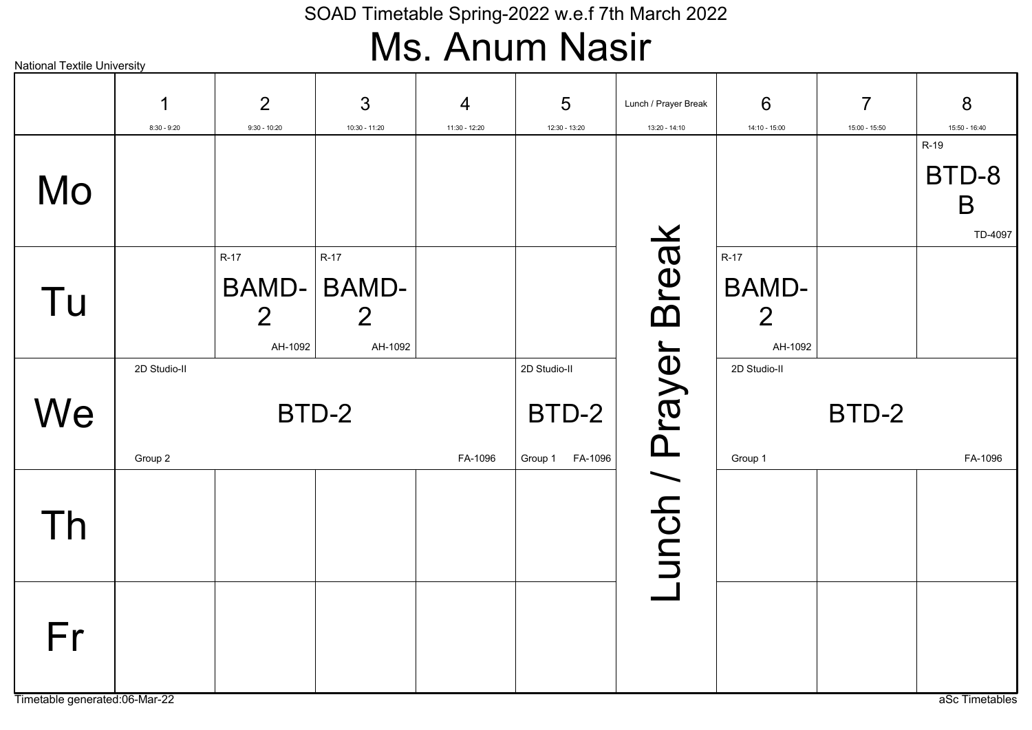SOAD Timetable Spring-2022 w.e.f 7th March 2022

# Ms. Anum Nasir

National Textile University

| | 1<br>8:30 - 9:20 | 2<br>9:30 - 10:20 | 3<br>10:30 - 11:20 | 4<br>11:30 - 12:20 | 5<br>12:30 - 13:20 | Lunch / Prayer Break<br>13:20 - 14:10 | 6<br>14:10 - 15:00 | 7<br>15:00 - 15:50 | 8<br>15:50 - 16:40 |
|---|---|---|---|---|---|---|---|---|---|
| Mo | | | | | | Lunch / Prayer Break | | | R-19 BTD-8 B TD-4097 |
| Tu | | R-17 BAMD-2 AH-1092 | R-17 BAMD-2 AH-1092 | | | Lunch / Prayer Break | R-17 BAMD-2 AH-1092 | | |
| We | 2D Studio-II BTD-2 Group 2 FA-1096 | | | | 2D Studio-II BTD-2 Group 1 FA-1096 | Lunch / Prayer Break | 2D Studio-II BTD-2 Group 1 FA-1096 | | |
| Th | | | | | | Lunch / Prayer Break | | | |
| Fr | | | | | | Lunch / Prayer Break | | | |

Timetable generated:06-Mar-22

aSc Timetables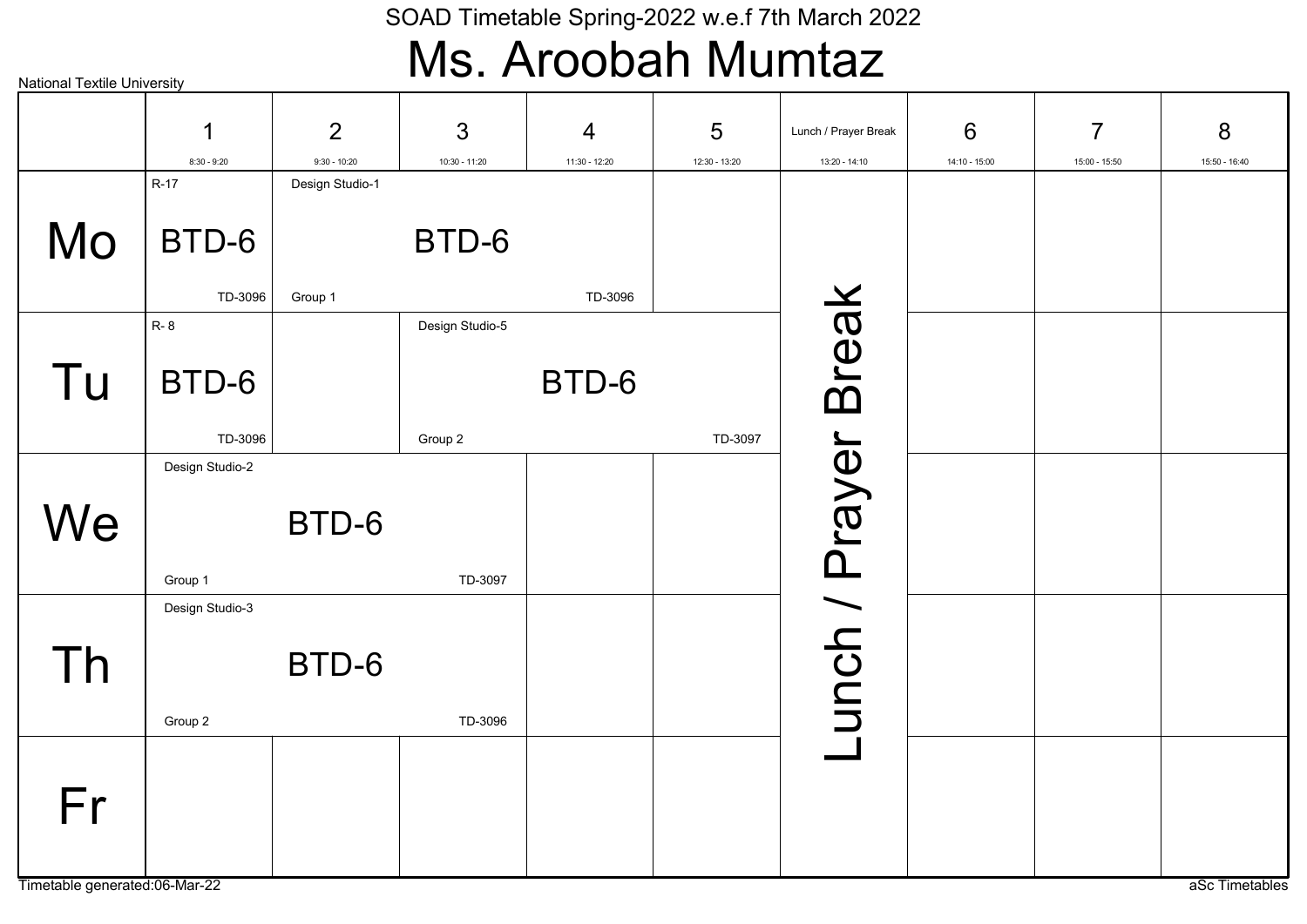SOAD Timetable Spring-2022 w.e.f 7th March 2022

# Ms. Aroobah Mumtaz

National Textile University

| | 1 (8:30 - 9:20) | 2 (9:30 - 10:20) | 3 (10:30 - 11:20) | 4 (11:30 - 12:20) | 5 (12:30 - 13:20) | Lunch / Prayer Break (13:20 - 14:10) | 6 (14:10 - 15:00) | 7 (15:00 - 15:50) | 8 (15:50 - 16:40) |
|---|---|---|---|---|---|---|---|---|---|
| Mo | R-17 BTD-6 TD-3096 | Design Studio-1 BTD-6 Group 1 TD-3096 | | | | Lunch / Prayer Break | | | |
| Tu | R- 8 BTD-6 TD-3096 | | Design Studio-5 BTD-6 Group 2 TD-3097 | | | Lunch / Prayer Break | | | |
| We | Design Studio-2 BTD-6 Group 1 TD-3097 | | | | | Lunch / Prayer Break | | | |
| Th | Design Studio-3 BTD-6 Group 2 TD-3096 | | | | | Lunch / Prayer Break | | | |
| Fr | | | | | | Lunch / Prayer Break | | | |

Notes: Mo Design Studio-1 spans periods 2–4; Tu Design Studio-5 spans periods 3–5; We Design Studio-2 spans periods 1–3; Th Design Studio-3 spans periods 1–3.

Timetable generated:06-Mar-22

aSc Timetables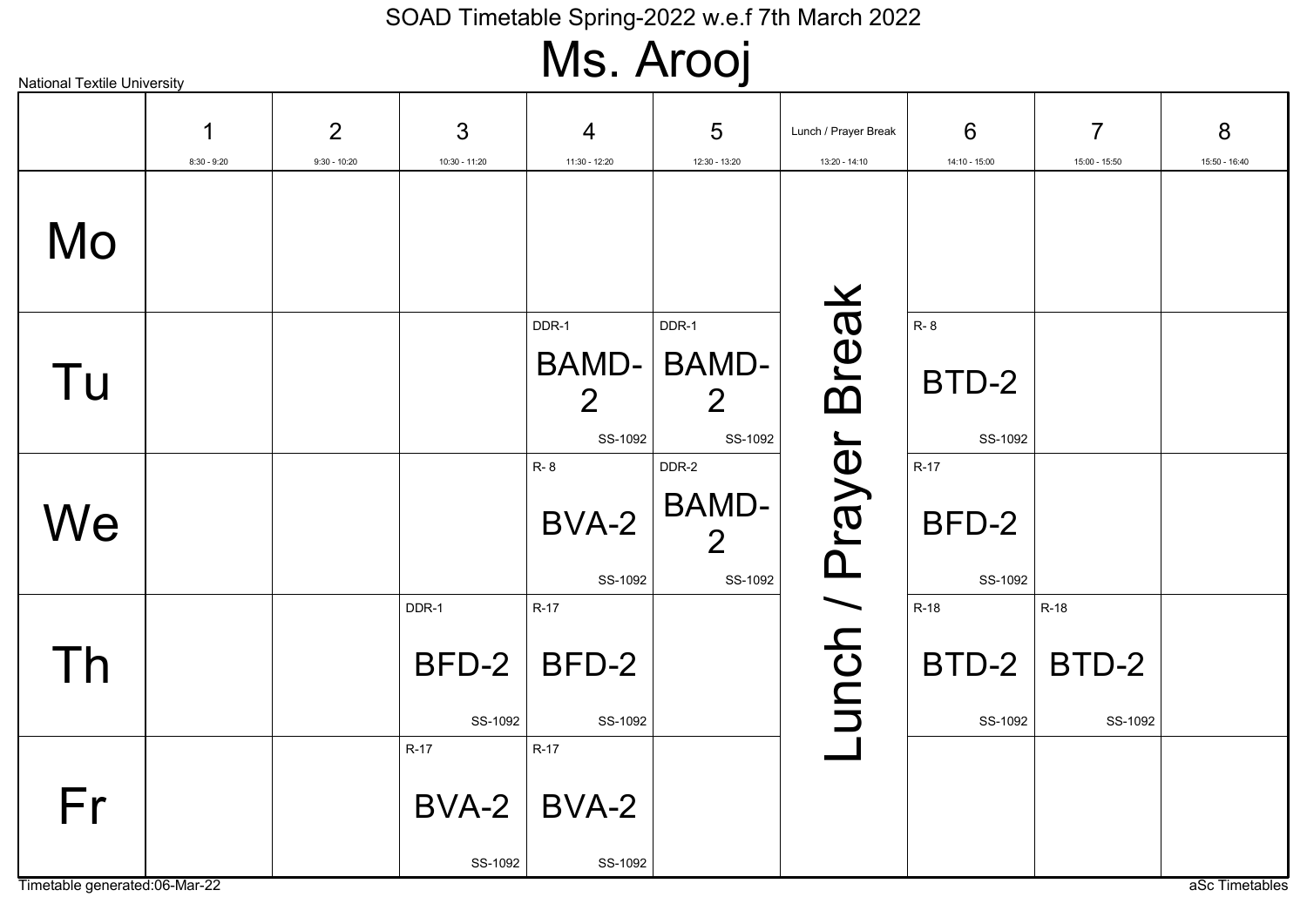SOAD Timetable Spring-2022 w.e.f 7th March 2022

# Ms. Arooj

National Textile University

| | 1<br>8:30 - 9:20 | 2<br>9:30 - 10:20 | 3<br>10:30 - 11:20 | 4<br>11:30 - 12:20 | 5<br>12:30 - 13:20 | Lunch / Prayer Break<br>13:20 - 14:10 | 6<br>14:10 - 15:00 | 7<br>15:00 - 15:50 | 8<br>15:50 - 16:40 |
|---|---|---|---|---|---|---|---|---|---|
| Mo | | | | | | Lunch / Prayer Break | | | |
| Tu | | | | DDR-1 BAMD-2 SS-1092 | DDR-1 BAMD-2 SS-1092 | Lunch / Prayer Break | R- 8 BTD-2 SS-1092 | | |
| We | | | | R- 8 BVA-2 SS-1092 | DDR-2 BAMD-2 SS-1092 | Lunch / Prayer Break | R-17 BFD-2 SS-1092 | | |
| Th | | | DDR-1 BFD-2 SS-1092 | R-17 BFD-2 SS-1092 | | Lunch / Prayer Break | R-18 BTD-2 SS-1092 | R-18 BTD-2 SS-1092 | |
| Fr | | | R-17 BVA-2 SS-1092 | R-17 BVA-2 SS-1092 | | Lunch / Prayer Break | | | |

Timetable generated:06-Mar-22

aSc Timetables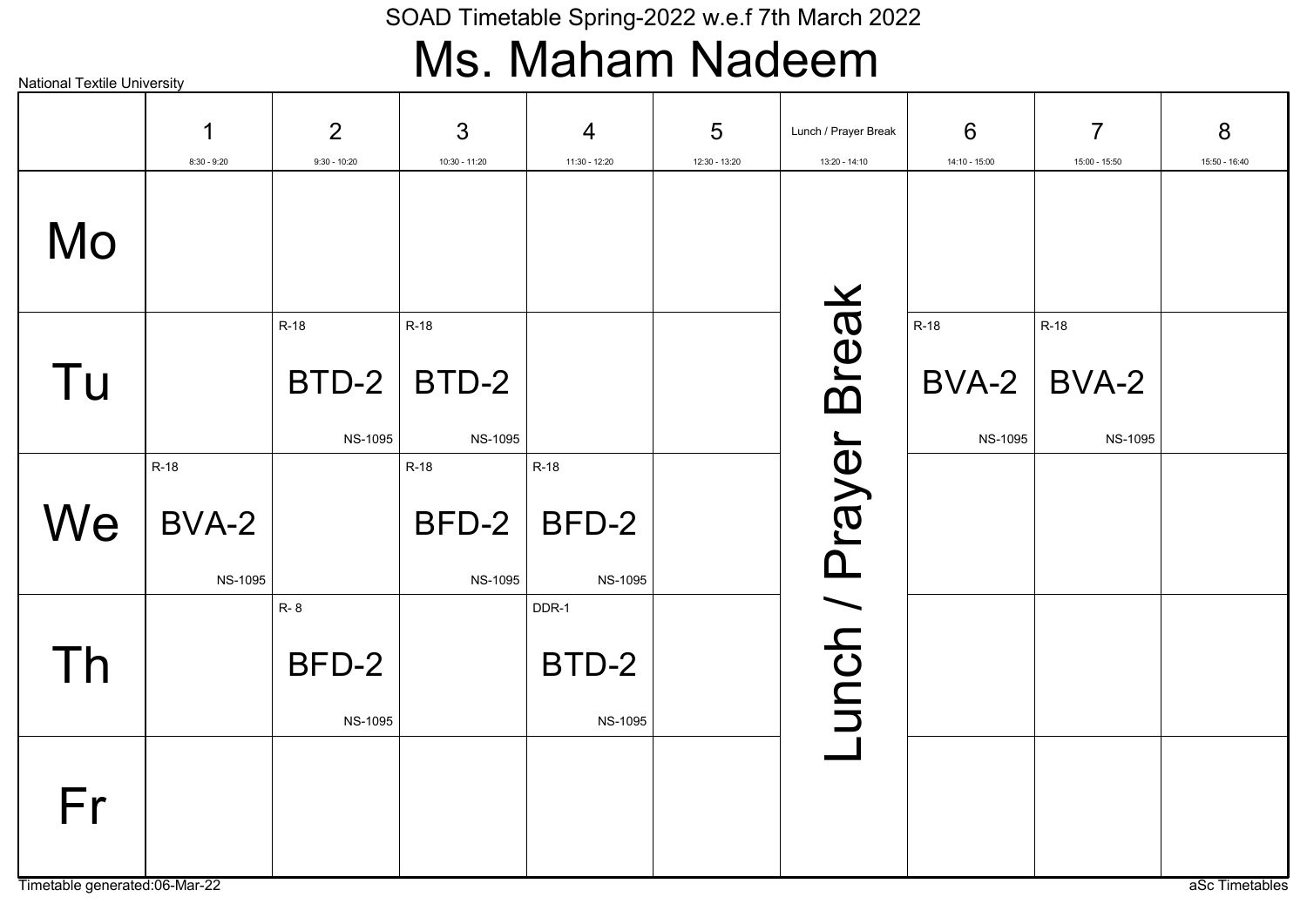National Textile University

SOAD Timetable Spring-2022 w.e.f 7th March 2022

# Ms. Maham Nadeem

| | 1<br>8:30 - 9:20 | 2<br>9:30 - 10:20 | 3<br>10:30 - 11:20 | 4<br>11:30 - 12:20 | 5<br>12:30 - 13:20 | Lunch / Prayer Break<br>13:20 - 14:10 | 6<br>14:10 - 15:00 | 7<br>15:00 - 15:50 | 8<br>15:50 - 16:40 |
|---|---|---|---|---|---|---|---|---|---|
| Mo | | | | | | Lunch / Prayer Break | | | |
| Tu | | R-18 BTD-2 NS-1095 | R-18 BTD-2 NS-1095 | | | | R-18 BVA-2 NS-1095 | R-18 BVA-2 NS-1095 | |
| We | R-18 BVA-2 NS-1095 | | R-18 BFD-2 NS-1095 | R-18 BFD-2 NS-1095 | | | | | |
| Th | | R- 8 BFD-2 NS-1095 | | DDR-1 BTD-2 NS-1095 | | | | | |
| Fr | | | | | | | | | |

Timetable generated:06-Mar-22

aSc Timetables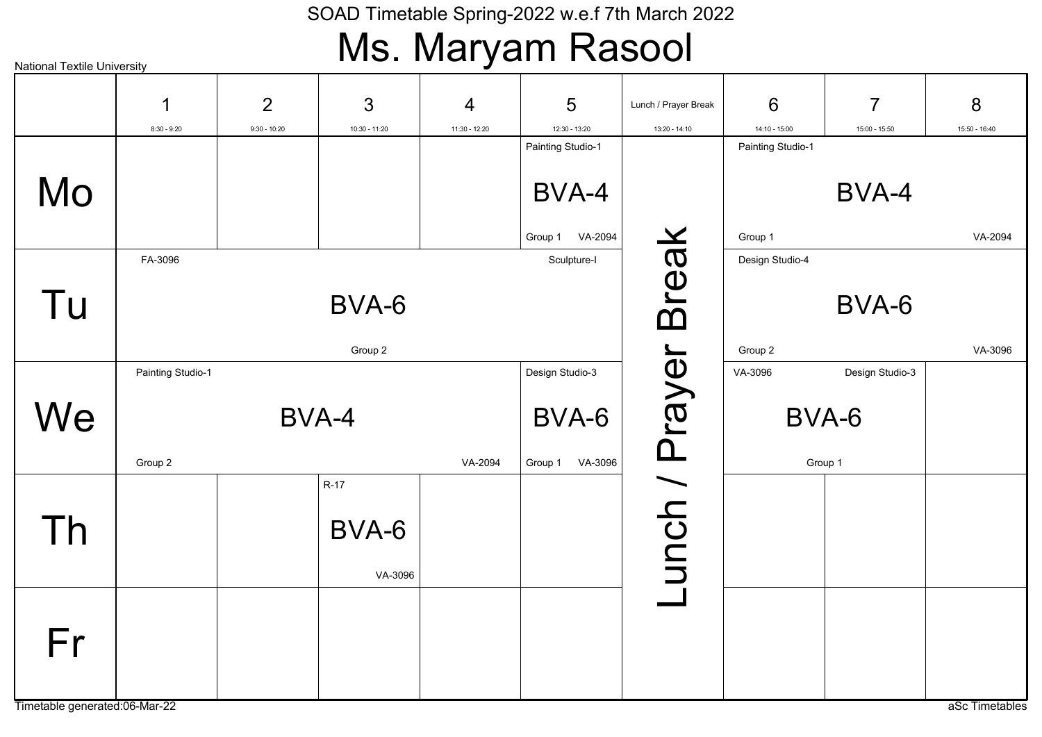National Textile University

SOAD Timetable Spring-2022 w.e.f 7th March 2022

# Ms. Maryam Rasool

| | 1<br>8:30 - 9:20 | 2<br>9:30 - 10:20 | 3<br>10:30 - 11:20 | 4<br>11:30 - 12:20 | 5<br>12:30 - 13:20 | Lunch / Prayer Break<br>13:20 - 14:10 | 6<br>14:10 - 15:00 | 7<br>15:00 - 15:50 | 8<br>15:50 - 16:40 |
|---|---|---|---|---|---|---|---|---|---|
| Mo | | | | | Painting Studio-1 BVA-4 Group 1 VA-2094 | Lunch / Prayer Break | Painting Studio-1 BVA-4 Group 1 VA-2094 | | |
| Tu | FA-3096 BVA-6 Group 2 Sculpture-I | | | | | Lunch / Prayer Break | Design Studio-4 BVA-6 Group 2 VA-3096 | | |
| We | Painting Studio-1 BVA-4 Group 2 VA-2094 | | | | Design Studio-3 BVA-6 Group 1 VA-3096 | Lunch / Prayer Break | VA-3096 BVA-6 Group 1 Design Studio-3 | | |
| Th | | | R-17 BVA-6 VA-3096 | | | Lunch / Prayer Break | | | |
| Fr | | | | | | Lunch / Prayer Break | | | |

Timetable generated:06-Mar-22

aSc Timetables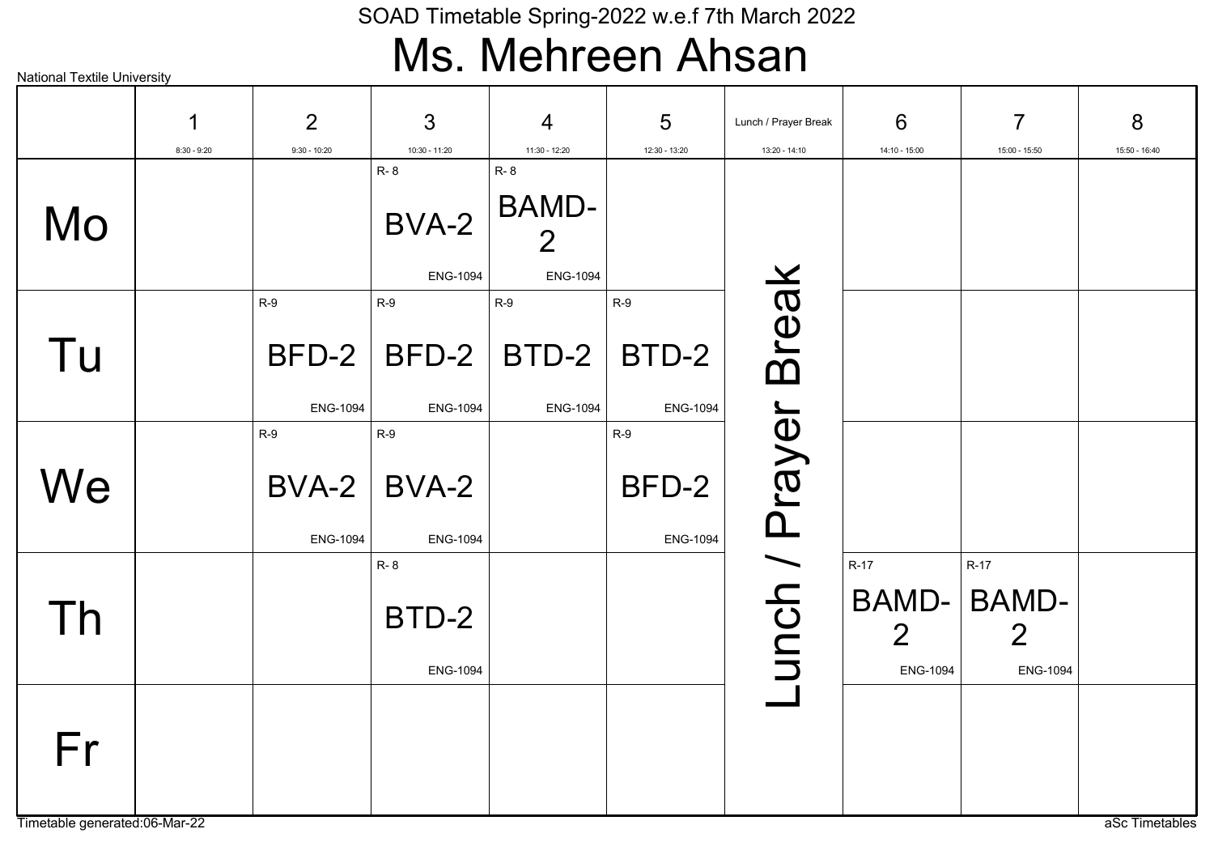SOAD Timetable Spring-2022 w.e.f 7th March 2022

# Ms. Mehreen Ahsan

National Textile University

| | 1<br>8:30 - 9:20 | 2<br>9:30 - 10:20 | 3<br>10:30 - 11:20 | 4<br>11:30 - 12:20 | 5<br>12:30 - 13:20 | Lunch / Prayer Break<br>13:20 - 14:10 | 6<br>14:10 - 15:00 | 7<br>15:00 - 15:50 | 8<br>15:50 - 16:40 |
|---|---|---|---|---|---|---|---|---|---|
| Mo | | | R- 8 BVA-2 ENG-1094 | R- 8 BAMD-2 ENG-1094 | | Lunch / Prayer Break | | | |
| Tu | | R-9 BFD-2 ENG-1094 | R-9 BFD-2 ENG-1094 | R-9 BTD-2 ENG-1094 | R-9 BTD-2 ENG-1094 | | | | |
| We | | R-9 BVA-2 ENG-1094 | R-9 BVA-2 ENG-1094 | | R-9 BFD-2 ENG-1094 | | | | |
| Th | | | R- 8 BTD-2 ENG-1094 | | | | R-17 BAMD-2 ENG-1094 | R-17 BAMD-2 ENG-1094 | |
| Fr | | | | | | | | | |

Timetable generated:06-Mar-22

aSc Timetables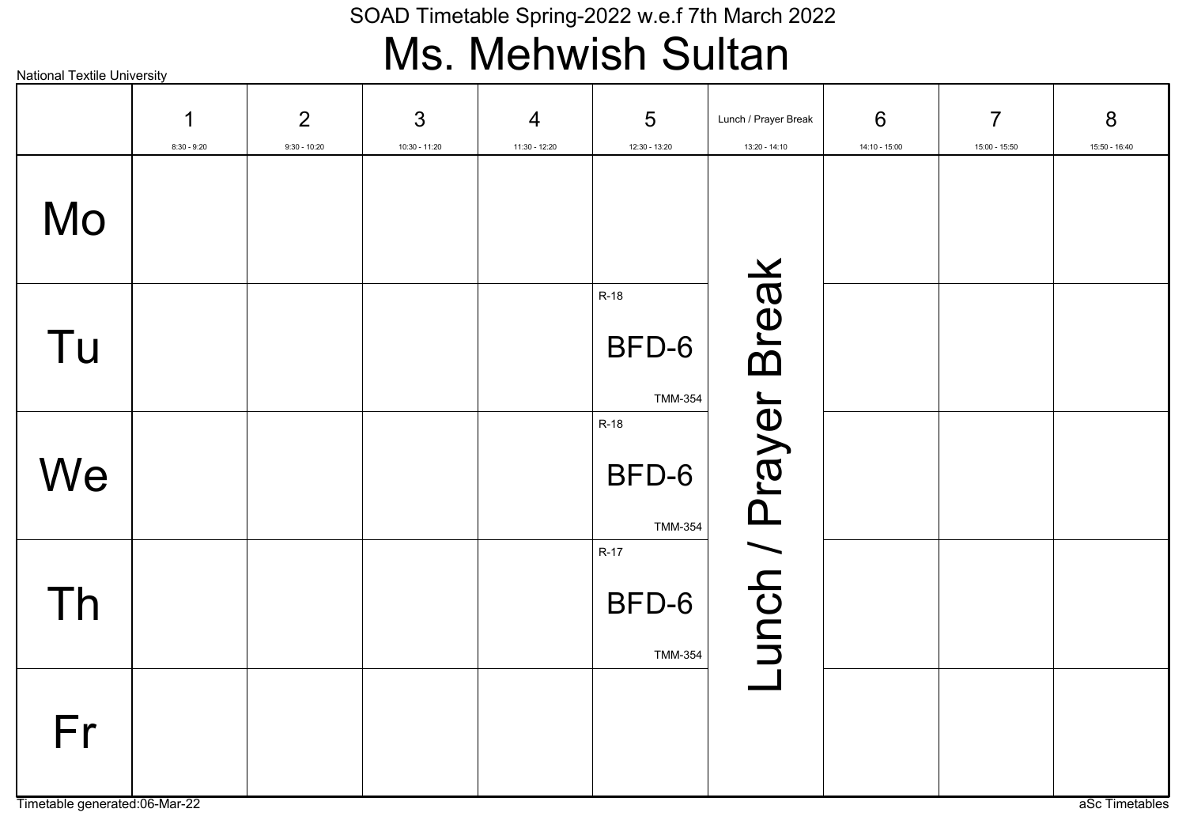SOAD Timetable Spring-2022 w.e.f 7th March 2022

# Ms. Mehwish Sultan

National Textile University

| | 1<br>8:30 - 9:20 | 2<br>9:30 - 10:20 | 3<br>10:30 - 11:20 | 4<br>11:30 - 12:20 | 5<br>12:30 - 13:20 | Lunch / Prayer Break<br>13:20 - 14:10 | 6<br>14:10 - 15:00 | 7<br>15:00 - 15:50 | 8<br>15:50 - 16:40 |
|---|---|---|---|---|---|---|---|---|---|
| Mo | | | | | | Lunch / Prayer Break | | | |
| Tu | | | | | R-18<br>BFD-6<br>TMM-354 | | | | |
| We | | | | | R-18<br>BFD-6<br>TMM-354 | | | | |
| Th | | | | | R-17<br>BFD-6<br>TMM-354 | | | | |
| Fr | | | | | | | | | |

Timetable generated:06-Mar-22

aSc Timetables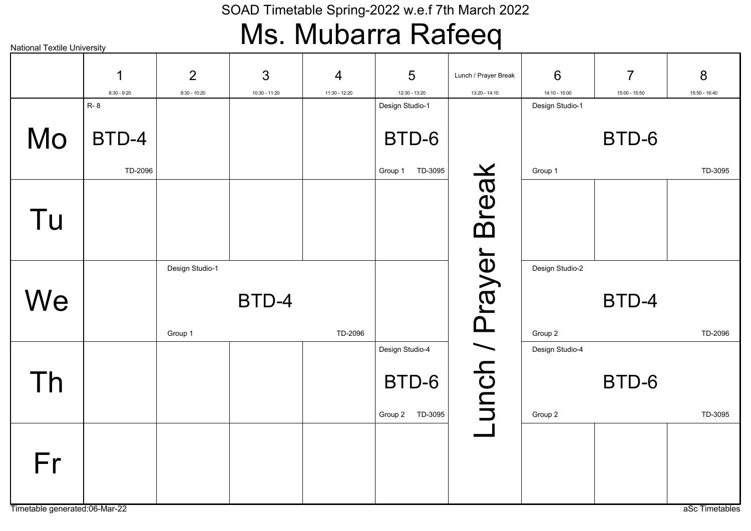National Textile University

SOAD Timetable Spring-2022 w.e.f 7th March 2022

# Ms. Mubarra Rafeeq

| | 1<br>8:30 - 9:20 | 2<br>9:30 - 10:20 | 3<br>10:30 - 11:20 | 4<br>11:30 - 12:20 | 5<br>12:30 - 13:20 | Lunch / Prayer Break<br>13:20 - 14:10 | 6<br>14:10 - 15:00 | 7<br>15:00 - 15:50 | 8<br>15:50 - 16:40 |
|---|---|---|---|---|---|---|---|---|---|
| Mo | R- 8<br>BTD-4<br>TD-2096 | | | | Design Studio-1<br>BTD-6<br>Group 1 TD-3095 | Lunch / Prayer Break | Design Studio-1<br>BTD-6<br>Group 1 TD-3095 | | |
| Tu | | | | | | | | | |
| We | | Design Studio-1<br>BTD-4<br>Group 1 TD-2096 | | | | | Design Studio-2<br>BTD-4<br>Group 2 TD-2096 | | |
| Th | | | | | Design Studio-4<br>BTD-6<br>Group 2 TD-3095 | | Design Studio-4<br>BTD-6<br>Group 2 TD-3095 | | |
| Fr | | | | | | | | | |

Timetable generated:06-Mar-22

aSc Timetables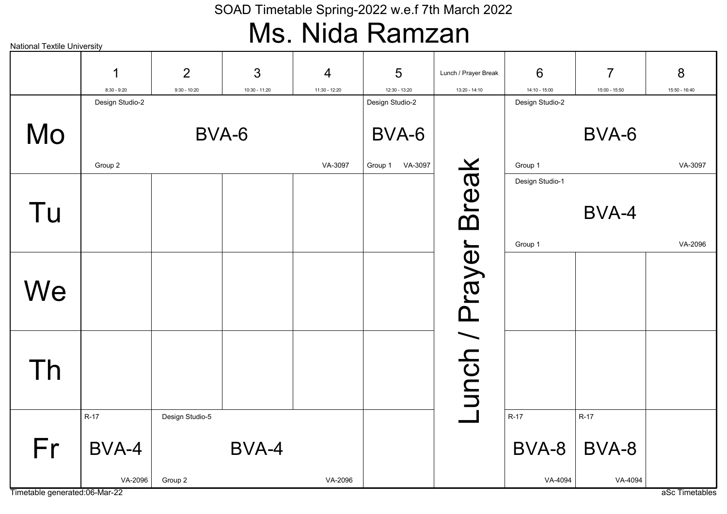SOAD Timetable Spring-2022 w.e.f 7th March 2022

# Ms. Nida Ramzan

National Textile University

| | 1<br>8:30 - 9:20 | 2<br>9:30 - 10:20 | 3<br>10:30 - 11:20 | 4<br>11:30 - 12:20 | 5<br>12:30 - 13:20 | Lunch / Prayer Break<br>13:20 - 14:10 | 6<br>14:10 - 15:00 | 7<br>15:00 - 15:50 | 8<br>15:50 - 16:40 |
|---|---|---|---|---|---|---|---|---|---|
| Mo | Design Studio-2<br>BVA-6<br>Group 2 VA-3097 | | | | Design Studio-2<br>BVA-6<br>Group 1 VA-3097 | Lunch / Prayer Break | Design Studio-2<br>BVA-6<br>Group 1 VA-3097 | | |
| Tu | | | | | | | Design Studio-1<br>BVA-4<br>Group 1 VA-2096 | | |
| We | | | | | | | | | |
| Th | | | | | | | | | |
| Fr | R-17<br>BVA-4<br>VA-2096 | Design Studio-5<br>BVA-4<br>Group 2 VA-2096 | | | | | R-17<br>BVA-8<br>VA-4094 | R-17<br>BVA-8<br>VA-4094 | |

Timetable generated:06-Mar-22

aSc Timetables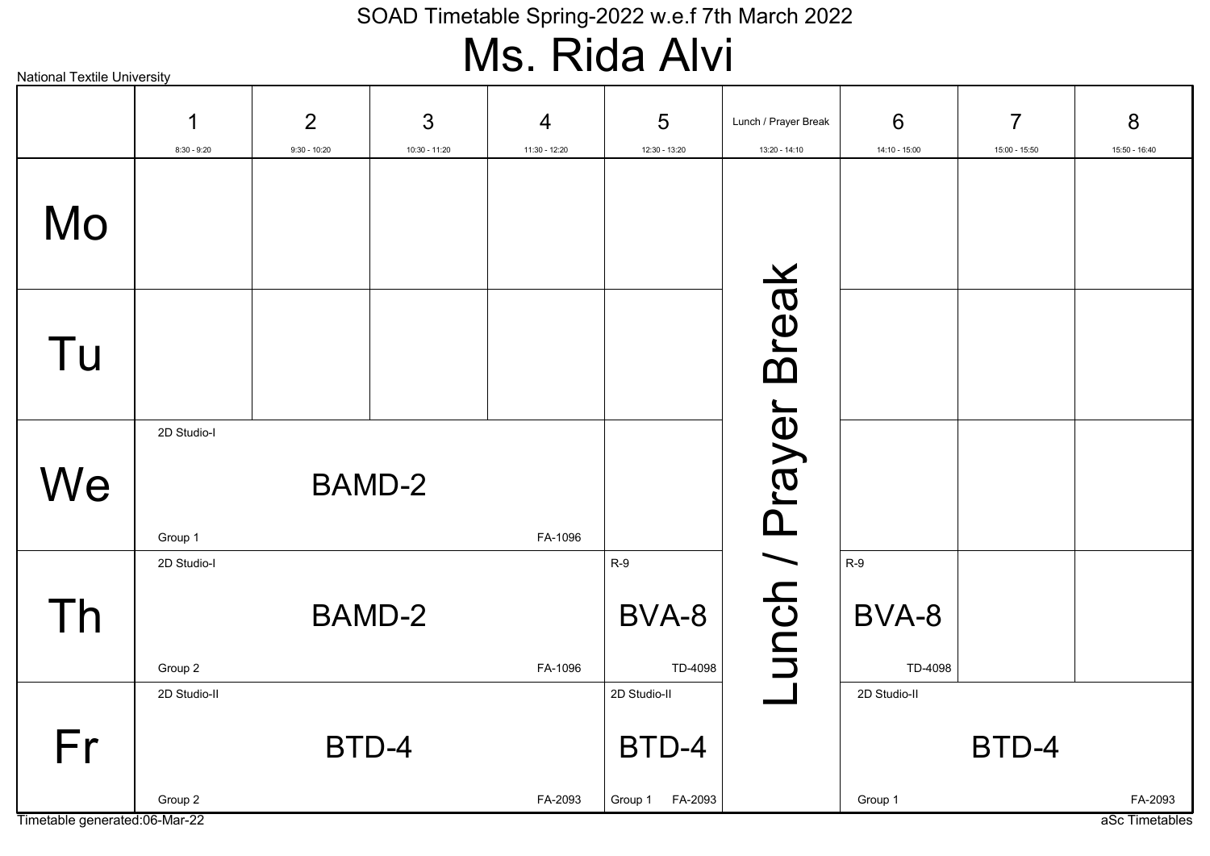SOAD Timetable Spring-2022 w.e.f 7th March 2022

# Ms. Rida Alvi

National Textile University

| | 1<br>8:30 - 9:20 | 2<br>9:30 - 10:20 | 3<br>10:30 - 11:20 | 4<br>11:30 - 12:20 | 5<br>12:30 - 13:20 | Lunch / Prayer Break<br>13:20 - 14:10 | 6<br>14:10 - 15:00 | 7<br>15:00 - 15:50 | 8<br>15:50 - 16:40 |
|---|---|---|---|---|---|---|---|---|---|
| Mo | | | | | | Lunch / Prayer Break | | | |
| Tu | | | | | | Lunch / Prayer Break | | | |
| We | 2D Studio-I<br>BAMD-2<br>Group 1<br>FA-1096 | | | | | Lunch / Prayer Break | | | |
| Th | 2D Studio-I<br>BAMD-2<br>Group 2<br>FA-1096 | | | | R-9<br>BVA-8<br>TD-4098 | Lunch / Prayer Break | R-9<br>BVA-8<br>TD-4098 | | |
| Fr | 2D Studio-II<br>BTD-4<br>Group 2<br>FA-2093 | | | | 2D Studio-II<br>BTD-4<br>Group 1<br>FA-2093 | Lunch / Prayer Break | 2D Studio-II<br>BTD-4<br>Group 1<br>FA-2093 | | |

Timetable generated:06-Mar-22

aSc Timetables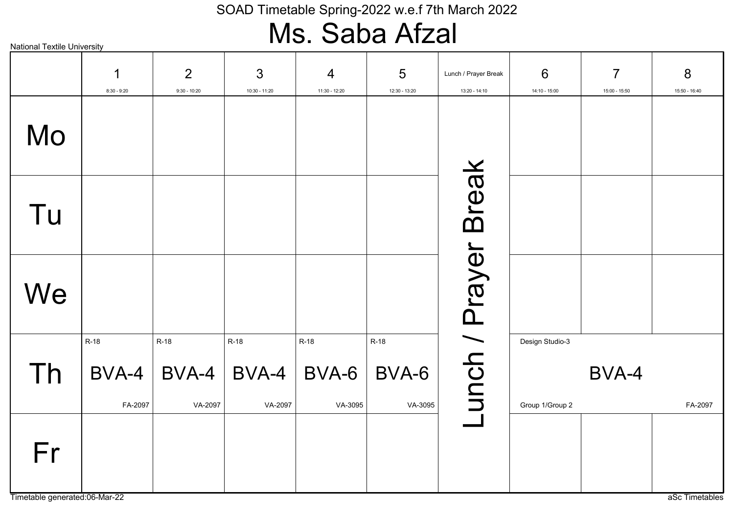SOAD Timetable Spring-2022 w.e.f 7th March 2022

# Ms. Saba Afzal

National Textile University

| | 1<br>8:30 - 9:20 | 2<br>9:30 - 10:20 | 3<br>10:30 - 11:20 | 4<br>11:30 - 12:20 | 5<br>12:30 - 13:20 | Lunch / Prayer Break<br>13:20 - 14:10 | 6<br>14:10 - 15:00 | 7<br>15:00 - 15:50 | 8<br>15:50 - 16:40 |
|---|---|---|---|---|---|---|---|---|---|
| Mo | | | | | | Lunch / Prayer Break | | | |
| Tu | | | | | | | | | |
| We | | | | | | | | | |
| Th | R-18 BVA-4 FA-2097 | R-18 BVA-4 VA-2097 | R-18 BVA-4 VA-2097 | R-18 BVA-6 VA-3095 | R-18 BVA-6 VA-3095 | | Design Studio-3 BVA-4 Group 1/Group 2 FA-2097 | | |
| Fr | | | | | | | | | |

Timetable generated:06-Mar-22

aSc Timetables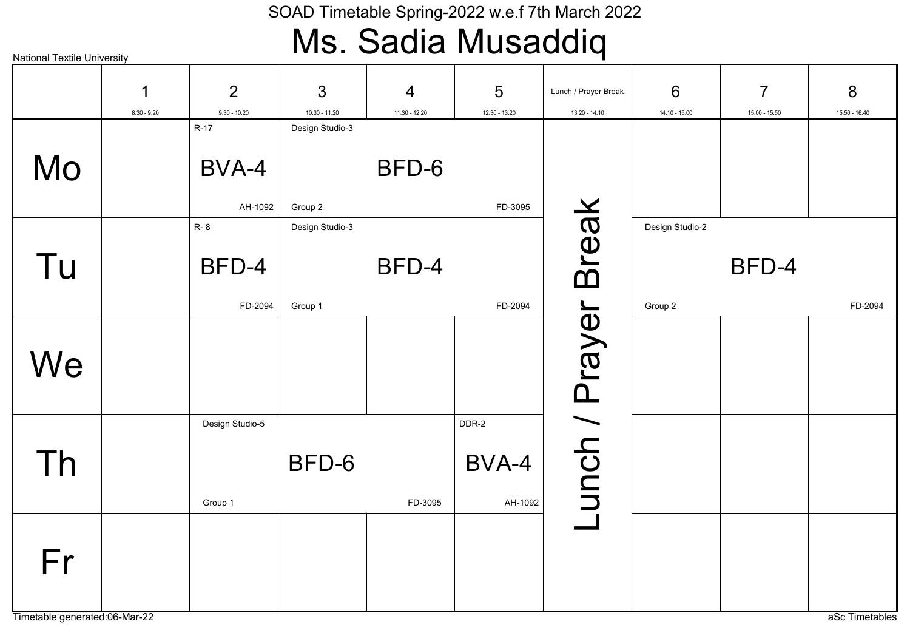SOAD Timetable Spring-2022 w.e.f 7th March 2022

# Ms. Sadia Musaddiq

National Textile University

| | 1<br>8:30 - 9:20 | 2<br>9:30 - 10:20 | 3<br>10:30 - 11:20 | 4<br>11:30 - 12:20 | 5<br>12:30 - 13:20 | Lunch / Prayer Break<br>13:20 - 14:10 | 6<br>14:10 - 15:00 | 7<br>15:00 - 15:50 | 8<br>15:50 - 16:40 |
|---|---|---|---|---|---|---|---|---|---|
| Mo | | R-17<br>BVA-4<br>AH-1092 | Design Studio-3<br>BFD-6<br>Group 2<br>FD-3095 | | | Lunch / Prayer Break | | | |
| Tu | | R- 8<br>BFD-4<br>FD-2094 | Design Studio-3<br>BFD-4<br>Group 1<br>FD-2094 | | | Lunch / Prayer Break | Design Studio-2<br>BFD-4<br>Group 2<br>FD-2094 | | |
| We | | | | | | Lunch / Prayer Break | | | |
| Th | | Design Studio-5<br>BFD-6<br>Group 1<br>FD-3095 | | | DDR-2<br>BVA-4<br>AH-1092 | Lunch / Prayer Break | | | |
| Fr | | | | | | Lunch / Prayer Break | | | |

Timetable generated:06-Mar-22

aSc Timetables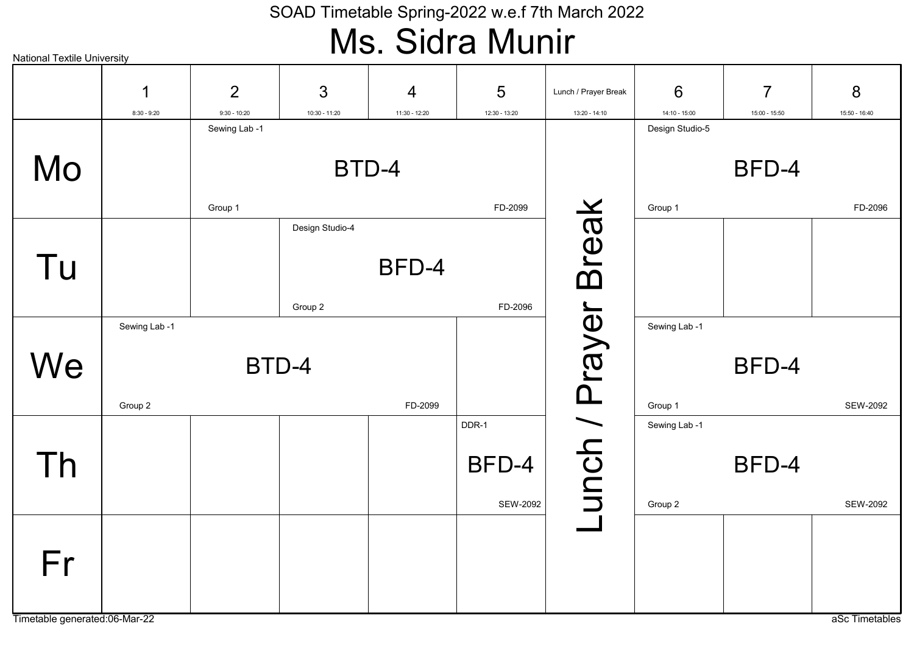National Textile University

SOAD Timetable Spring-2022 w.e.f 7th March 2022

# Ms. Sidra Munir

| | 1<br>8:30 - 9:20 | 2<br>9:30 - 10:20 | 3<br>10:30 - 11:20 | 4<br>11:30 - 12:20 | 5<br>12:30 - 13:20 | Lunch / Prayer Break<br>13:20 - 14:10 | 6<br>14:10 - 15:00 | 7<br>15:00 - 15:50 | 8<br>15:50 - 16:40 |
|---|---|---|---|---|---|---|---|---|---|
| Mo | | Sewing Lab -1 BTD-4 Group 1 FD-2099 | | | | Lunch / Prayer Break | Design Studio-5 BFD-4 Group 1 FD-2096 | | |
| Tu | | | Design Studio-4 BFD-4 Group 2 FD-2096 | | | Lunch / Prayer Break | | | |
| We | Sewing Lab -1 BTD-4 Group 2 FD-2099 | | | | | Lunch / Prayer Break | Sewing Lab -1 BFD-4 Group 1 SEW-2092 | | |
| Th | | | | | DDR-1 BFD-4 SEW-2092 | Lunch / Prayer Break | Sewing Lab -1 BFD-4 Group 2 SEW-2092 | | |
| Fr | | | | | | Lunch / Prayer Break | | | |

Timetable generated:06-Mar-22

aSc Timetables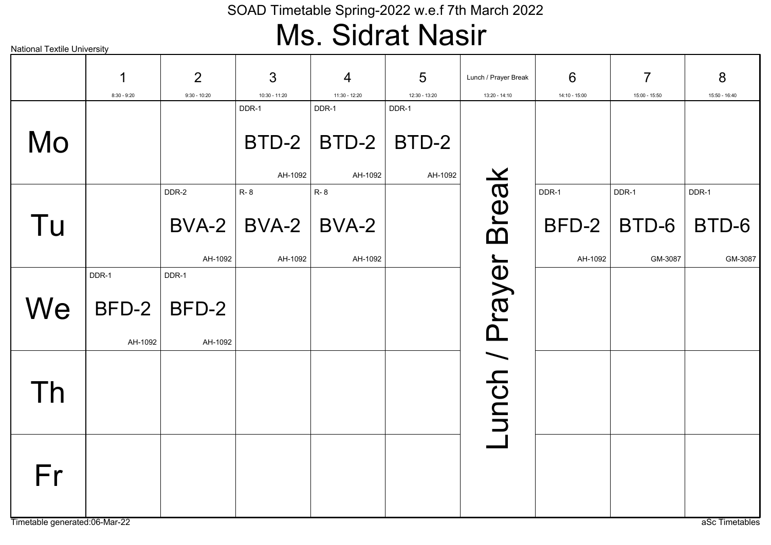SOAD Timetable Spring-2022 w.e.f 7th March 2022

# Ms. Sidrat Nasir

National Textile University

| | 1 (8:30 - 9:20) | 2 (9:30 - 10:20) | 3 (10:30 - 11:20) | 4 (11:30 - 12:20) | 5 (12:30 - 13:20) | Lunch / Prayer Break (13:20 - 14:10) | 6 (14:10 - 15:00) | 7 (15:00 - 15:50) | 8 (15:50 - 16:40) |
|---|---|---|---|---|---|---|---|---|---|
| Mo | | | DDR-1 BTD-2 AH-1092 | DDR-1 BTD-2 AH-1092 | DDR-1 BTD-2 AH-1092 | Lunch / Prayer Break | | | |
| Tu | | DDR-2 BVA-2 AH-1092 | R- 8 BVA-2 AH-1092 | R- 8 BVA-2 AH-1092 | | Lunch / Prayer Break | DDR-1 BFD-2 AH-1092 | DDR-1 BTD-6 GM-3087 | DDR-1 BTD-6 GM-3087 |
| We | DDR-1 BFD-2 AH-1092 | DDR-1 BFD-2 AH-1092 | | | | Lunch / Prayer Break | | | |
| Th | | | | | | Lunch / Prayer Break | | | |
| Fr | | | | | | Lunch / Prayer Break | | | |

Timetable generated:06-Mar-22

aSc Timetables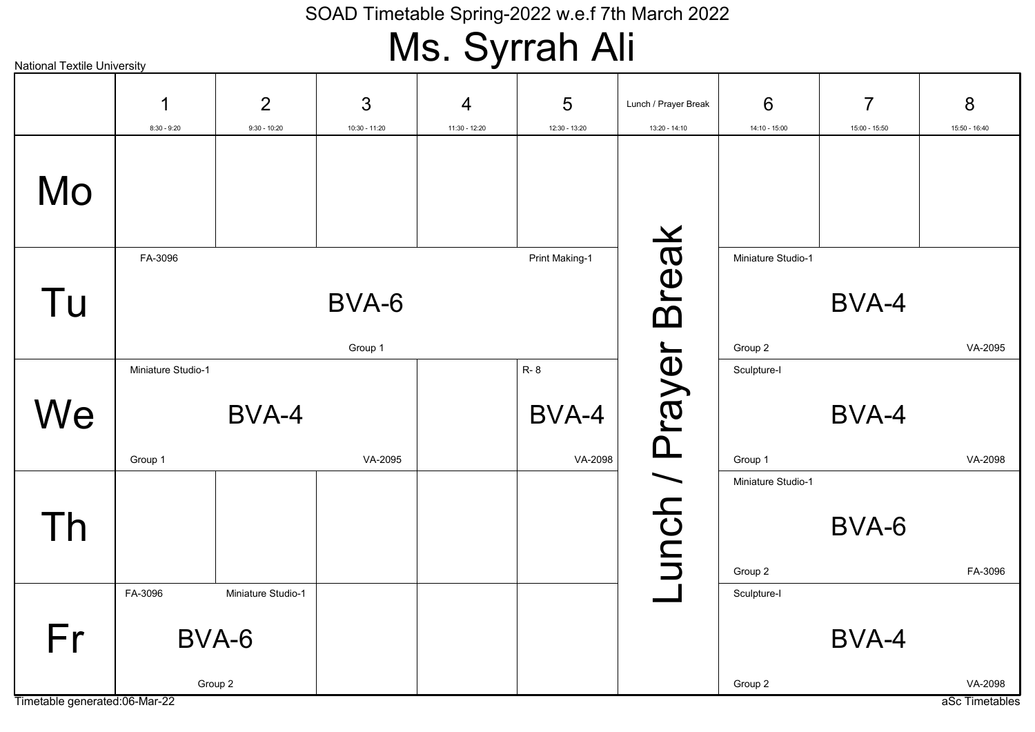SOAD Timetable Spring-2022 w.e.f 7th March 2022

# Ms. Syrrah Ali

National Textile University

| | 1 (8:30 - 9:20) | 2 (9:30 - 10:20) | 3 (10:30 - 11:20) | 4 (11:30 - 12:20) | 5 (12:30 - 13:20) | Lunch / Prayer Break (13:20 - 14:10) | 6 (14:10 - 15:00) | 7 (15:00 - 15:50) | 8 (15:50 - 16:40) |
|---|---|---|---|---|---|---|---|---|---|
| Mo | | | | | | Lunch / Prayer Break | | | |
| Tu | BVA-6, Print Making-1, Group 1, FA-3096 | | | | | Lunch / Prayer Break | BVA-4, Miniature Studio-1, Group 2, VA-2095 | | |
| We | BVA-4, Miniature Studio-1, Group 1, VA-2095 | | | | BVA-4, R- 8, VA-2098 | Lunch / Prayer Break | BVA-4, Sculpture-I, Group 1, VA-2098 | | |
| Th | | | | | | Lunch / Prayer Break | BVA-6, Miniature Studio-1, Group 2, FA-3096 | | |
| Fr | BVA-6, Miniature Studio-1, Group 2, FA-3096 | | | | | Lunch / Prayer Break | BVA-4, Sculpture-I, Group 2, VA-2098 | | |

Timetable generated:06-Mar-22

aSc Timetables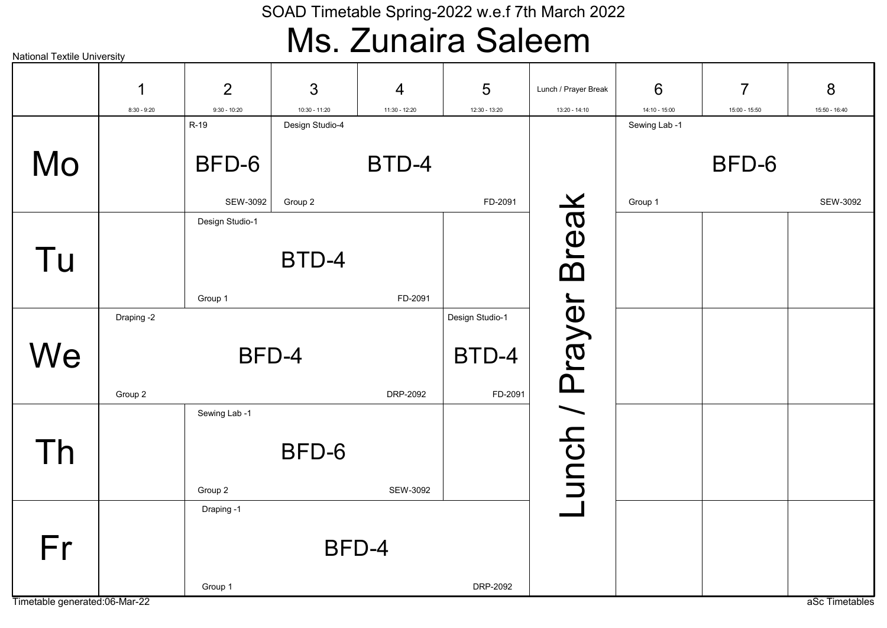SOAD Timetable Spring-2022 w.e.f 7th March 2022

# Ms. Zunaira Saleem

National Textile University

| | 1<br>8:30 - 9:20 | 2<br>9:30 - 10:20 | 3<br>10:30 - 11:20 | 4<br>11:30 - 12:20 | 5<br>12:30 - 13:20 | Lunch / Prayer Break<br>13:20 - 14:10 | 6<br>14:10 - 15:00 | 7<br>15:00 - 15:50 | 8<br>15:50 - 16:40 |
|---|---|---|---|---|---|---|---|---|---|
| Mo | | R-19 BFD-6 SEW-3092 | Design Studio-4 BTD-4 Group 2 FD-2091 | | | Lunch / Prayer Break | Sewing Lab -1 BFD-6 Group 1 SEW-3092 | | |
| Tu | | Design Studio-1 BTD-4 Group 1 FD-2091 | | | | Lunch / Prayer Break | | | |
| We | Draping -2 BFD-4 Group 2 DRP-2092 | | | | Design Studio-1 BTD-4 FD-2091 | Lunch / Prayer Break | | | |
| Th | | Sewing Lab -1 BFD-6 Group 2 SEW-3092 | | | | Lunch / Prayer Break | | | |
| Fr | | Draping -1 BFD-4 Group 1 DRP-2092 | | | | Lunch / Prayer Break | | | |

Timetable generated:06-Mar-22

aSc Timetables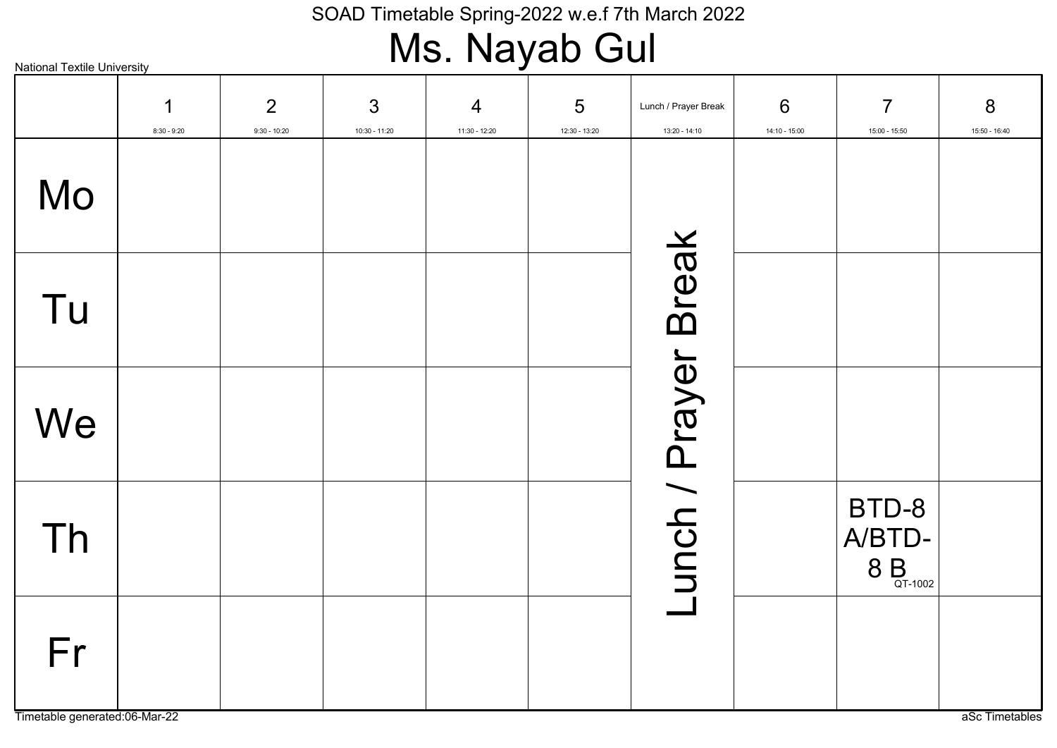SOAD Timetable Spring-2022 w.e.f 7th March 2022

# Ms. Nayab Gul

National Textile University

| | 1<br>8:30 - 9:20 | 2<br>9:30 - 10:20 | 3<br>10:30 - 11:20 | 4<br>11:30 - 12:20 | 5<br>12:30 - 13:20 | Lunch / Prayer Break<br>13:20 - 14:10 | 6<br>14:10 - 15:00 | 7<br>15:00 - 15:50 | 8<br>15:50 - 16:40 |
|---|---|---|---|---|---|---|---|---|---|
| Mo | | | | | | Lunch / Prayer Break | | | |
| Tu | | | | | | | | | |
| We | | | | | | | | | |
| Th | | | | | | | | BTD-8 A/BTD-8 B QT-1002 | |
| Fr | | | | | | | | | |

Timetable generated:06-Mar-22

aSc Timetables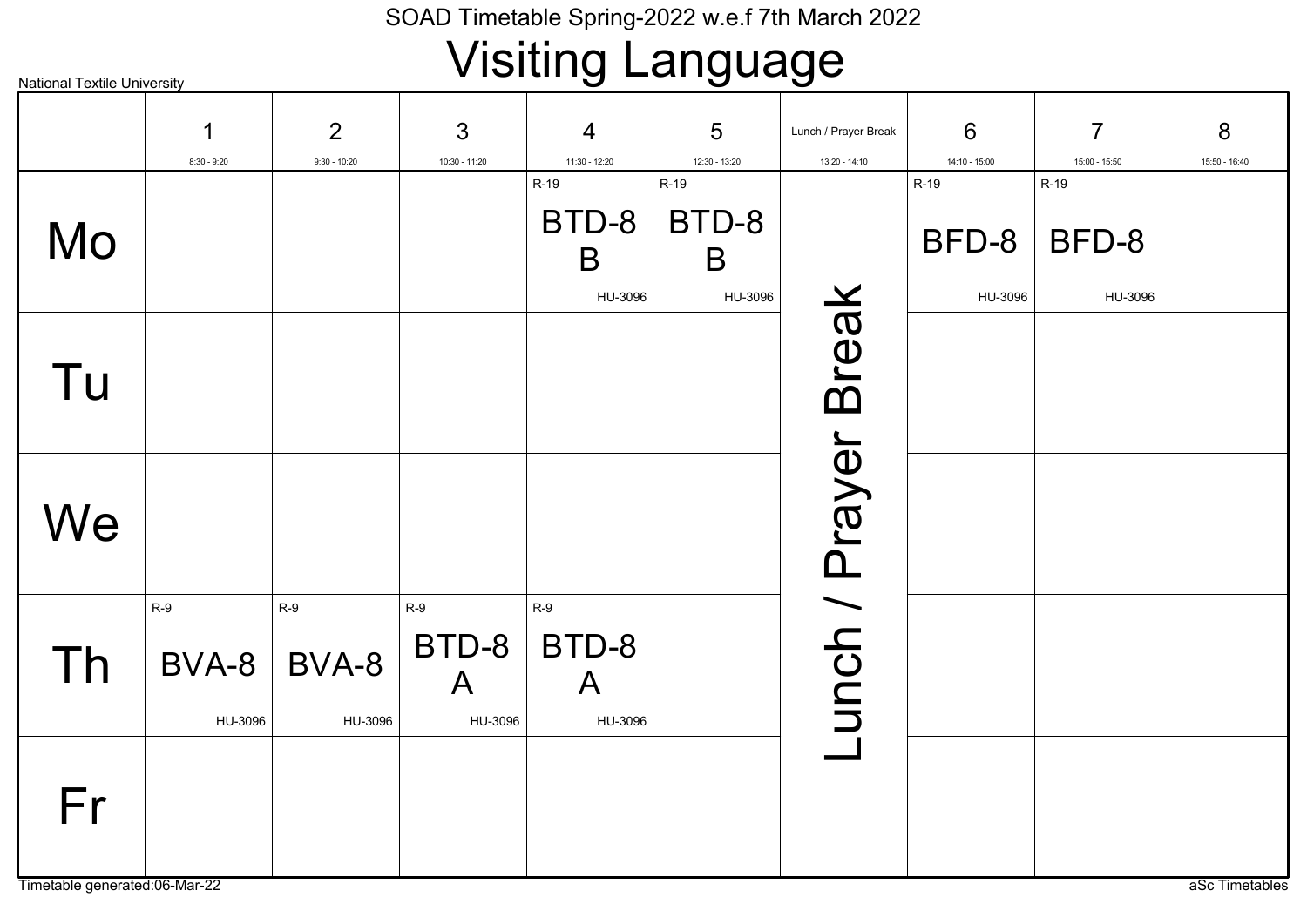SOAD Timetable Spring-2022 w.e.f 7th March 2022

# Visiting Language

National Textile University

| | 1<br>8:30 - 9:20 | 2<br>9:30 - 10:20 | 3<br>10:30 - 11:20 | 4<br>11:30 - 12:20 | 5<br>12:30 - 13:20 | Lunch / Prayer Break<br>13:20 - 14:10 | 6<br>14:10 - 15:00 | 7<br>15:00 - 15:50 | 8<br>15:50 - 16:40 |
|---|---|---|---|---|---|---|---|---|---|
| Mo | | | | R-19 BTD-8 B HU-3096 | R-19 BTD-8 B HU-3096 | Lunch / Prayer Break | R-19 BFD-8 HU-3096 | R-19 BFD-8 HU-3096 | |
| Tu | | | | | | | | | |
| We | | | | | | | | | |
| Th | R-9 BVA-8 HU-3096 | R-9 BVA-8 HU-3096 | R-9 BTD-8 A HU-3096 | R-9 BTD-8 A HU-3096 | | | | | |
| Fr | | | | | | | | | |

Timetable generated:06-Mar-22

aSc Timetables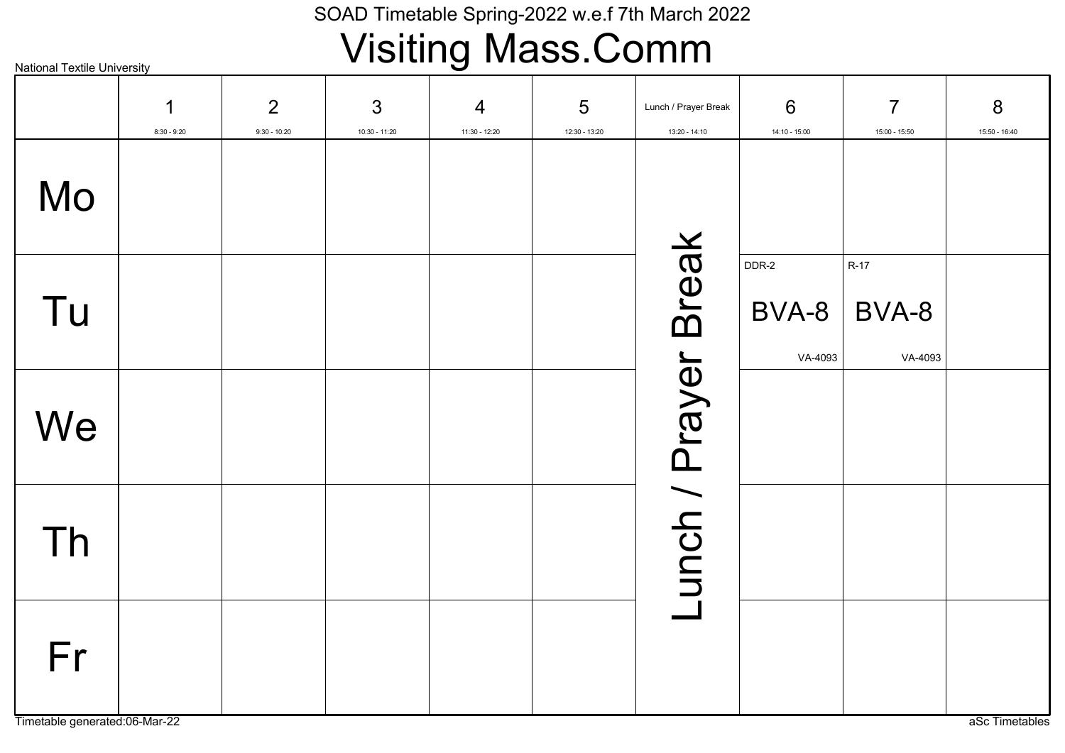SOAD Timetable Spring-2022 w.e.f 7th March 2022

# Visiting Mass.Comm

National Textile University

| | 1<br>8:30 - 9:20 | 2<br>9:30 - 10:20 | 3<br>10:30 - 11:20 | 4<br>11:30 - 12:20 | 5<br>12:30 - 13:20 | Lunch / Prayer Break<br>13:20 - 14:10 | 6<br>14:10 - 15:00 | 7<br>15:00 - 15:50 | 8<br>15:50 - 16:40 |
|---|---|---|---|---|---|---|---|---|---|
| Mo | | | | | | Lunch / Prayer Break | | | |
| Tu | | | | | | | DDR-2 BVA-8 VA-4093 | R-17 BVA-8 VA-4093 | |
| We | | | | | | | | | |
| Th | | | | | | | | | |
| Fr | | | | | | | | | |

Timetable generated:06-Mar-22

aSc Timetables